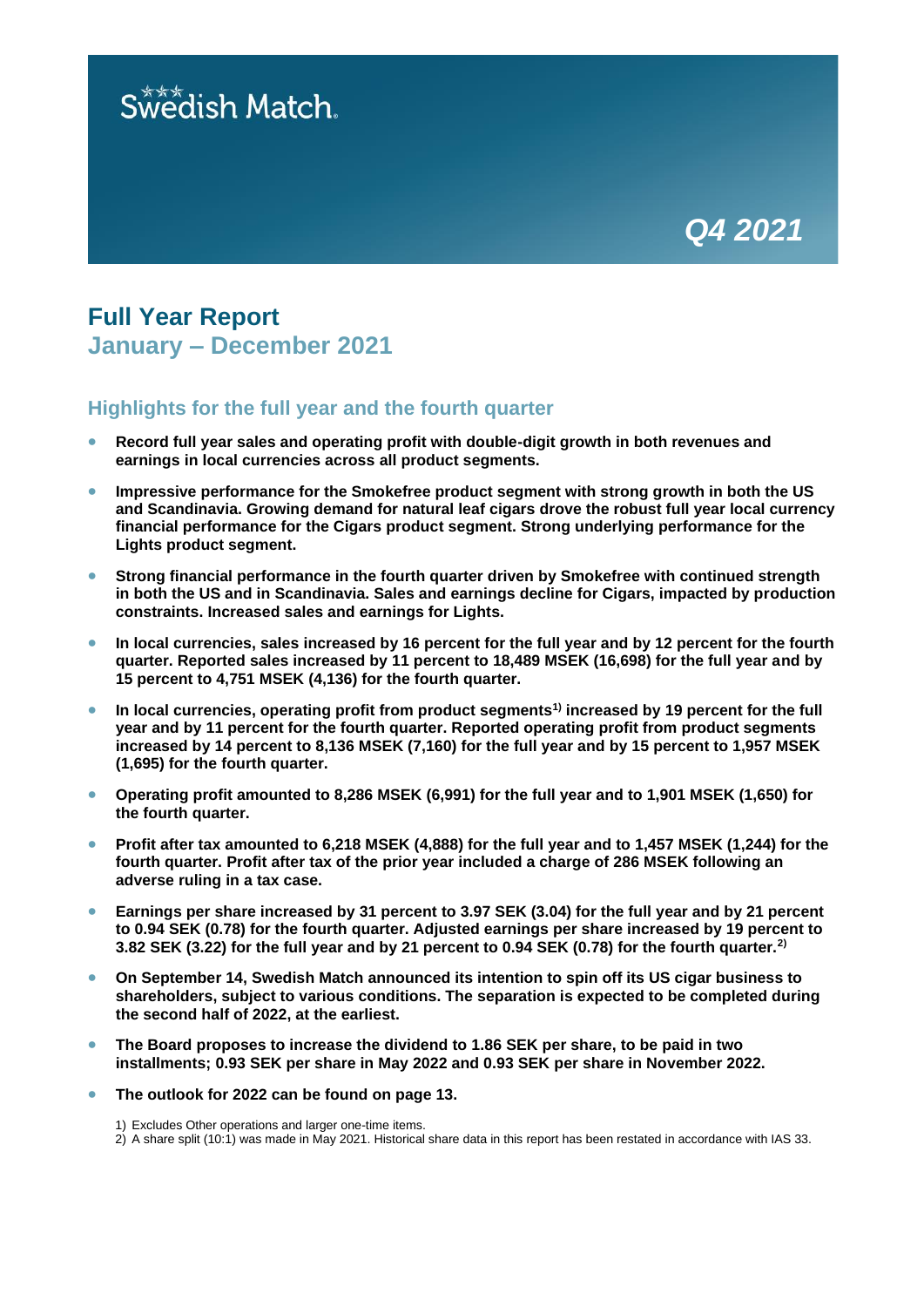Swedish Match

*Q4 2021*

# Full Year Report

## January – December 2021

### Highlights for the full year and the fourth quarter

- **Record full year sales and operating profit with double-digit growth in both revenues and earnings in local currencies across all product segments.**
- **Impressive performance for the Smokefree product segment with strong growth in both the US and Scandinavia. Growing demand for natural leaf cigars drove the robust full year local currency financial performance for the Cigars product segment. Strong underlying performance for the Lights product segment.**
- **Strong financial performance in the fourth quarter driven by Smokefree with continued strength in both the US and in Scandinavia. Sales and earnings decline for Cigars, impacted by production constraints. Increased sales and earnings for Lights.**
- **In local currencies, sales increased by 16 percent for the full year and by 12 percent for the fourth quarter. Reported sales increased by 11 percent to 18,489 MSEK (16,698) for the full year and by 15 percent to 4,751 MSEK (4,136) for the fourth quarter.**
- **In local currencies, operating profit from product segments[1)] increased by 19 percent for the full year and by 11 percent for the fourth quarter. Reported operating profit from product segments increased by 14 percent to 8,136 MSEK (7,160) for the full year and by 15 percent to 1,957 MSEK (1,695) for the fourth quarter.**
- **Operating profit amounted to 8,286 MSEK (6,991) for the full year and to 1,901 MSEK (1,650) for the fourth quarter.**
- **Profit after tax amounted to 6,218 MSEK (4,888) for the full year and to 1,457 MSEK (1,244) for the fourth quarter. Profit after tax of the prior year included a charge of 286 MSEK following an adverse ruling in a tax case.**
- **Earnings per share increased by 31 percent to 3.97 SEK (3.04) for the full year and by 21 percent to 0.94 SEK (0.78) for the fourth quarter. Adjusted earnings per share increased by 19 percent to 3.82 SEK (3.22) for the full year and by 21 percent to 0.94 SEK (0.78) for the fourth quarter.[2)]**
- **On September 14, Swedish Match announced its intention to spin off its US cigar business to shareholders, subject to various conditions. The separation is expected to be completed during the second half of 2022, at the earliest.**
- **The Board proposes to increase the dividend to 1.86 SEK per share, to be paid in two installments; 0.93 SEK per share in May 2022 and 0.93 SEK per share in November 2022.**
- **The outlook for 2022 can be found on page 13.**

1) Excludes Other operations and larger one-time items.
2) A share split (10:1) was made in May 2021. Historical share data in this report has been restated in accordance with IAS 33.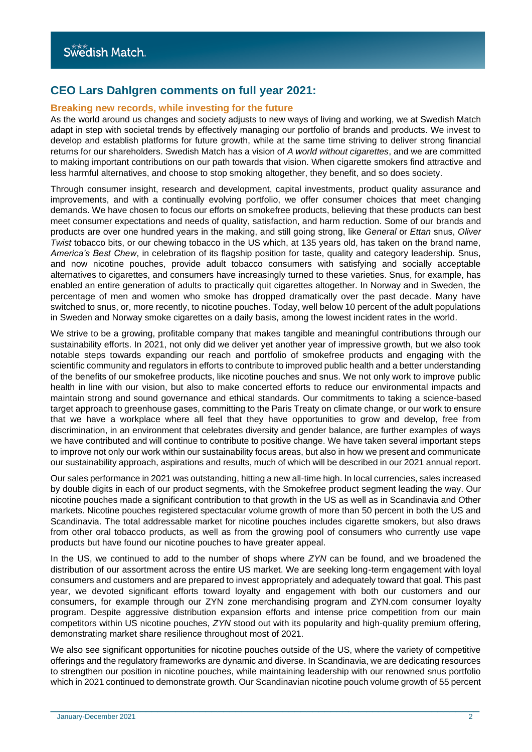## CEO Lars Dahlgren comments on full year 2021:

### Breaking new records, while investing for the future

As the world around us changes and society adjusts to new ways of living and working, we at Swedish Match adapt in step with societal trends by effectively managing our portfolio of brands and products. We invest to develop and establish platforms for future growth, while at the same time striving to deliver strong financial returns for our shareholders. Swedish Match has a vision of *A world without cigarettes*, and we are committed to making important contributions on our path towards that vision. When cigarette smokers find attractive and less harmful alternatives, and choose to stop smoking altogether, they benefit, and so does society.

Through consumer insight, research and development, capital investments, product quality assurance and improvements, and with a continually evolving portfolio, we offer consumer choices that meet changing demands. We have chosen to focus our efforts on smokefree products, believing that these products can best meet consumer expectations and needs of quality, satisfaction, and harm reduction. Some of our brands and products are over one hundred years in the making, and still going strong, like *General* or *Ettan* snus, *Oliver Twist* tobacco bits, or our chewing tobacco in the US which, at 135 years old, has taken on the brand name, *America's Best Chew*, in celebration of its flagship position for taste, quality and category leadership. Snus, and now nicotine pouches, provide adult tobacco consumers with satisfying and socially acceptable alternatives to cigarettes, and consumers have increasingly turned to these varieties. Snus, for example, has enabled an entire generation of adults to practically quit cigarettes altogether. In Norway and in Sweden, the percentage of men and women who smoke has dropped dramatically over the past decade. Many have switched to snus, or, more recently, to nicotine pouches. Today, well below 10 percent of the adult populations in Sweden and Norway smoke cigarettes on a daily basis, among the lowest incident rates in the world.

We strive to be a growing, profitable company that makes tangible and meaningful contributions through our sustainability efforts. In 2021, not only did we deliver yet another year of impressive growth, but we also took notable steps towards expanding our reach and portfolio of smokefree products and engaging with the scientific community and regulators in efforts to contribute to improved public health and a better understanding of the benefits of our smokefree products, like nicotine pouches and snus. We not only work to improve public health in line with our vision, but also to make concerted efforts to reduce our environmental impacts and maintain strong and sound governance and ethical standards. Our commitments to taking a science-based target approach to greenhouse gases, committing to the Paris Treaty on climate change, or our work to ensure that we have a workplace where all feel that they have opportunities to grow and develop, free from discrimination, in an environment that celebrates diversity and gender balance, are further examples of ways we have contributed and will continue to contribute to positive change. We have taken several important steps to improve not only our work within our sustainability focus areas, but also in how we present and communicate our sustainability approach, aspirations and results, much of which will be described in our 2021 annual report.

Our sales performance in 2021 was outstanding, hitting a new all-time high. In local currencies, sales increased by double digits in each of our product segments, with the Smokefree product segment leading the way. Our nicotine pouches made a significant contribution to that growth in the US as well as in Scandinavia and Other markets. Nicotine pouches registered spectacular volume growth of more than 50 percent in both the US and Scandinavia. The total addressable market for nicotine pouches includes cigarette smokers, but also draws from other oral tobacco products, as well as from the growing pool of consumers who currently use vape products but have found our nicotine pouches to have greater appeal.

In the US, we continued to add to the number of shops where *ZYN* can be found, and we broadened the distribution of our assortment across the entire US market. We are seeking long-term engagement with loyal consumers and customers and are prepared to invest appropriately and adequately toward that goal. This past year, we devoted significant efforts toward loyalty and engagement with both our customers and our consumers, for example through our ZYN zone merchandising program and ZYN.com consumer loyalty program. Despite aggressive distribution expansion efforts and intense price competition from our main competitors within US nicotine pouches, *ZYN* stood out with its popularity and high-quality premium offering, demonstrating market share resilience throughout most of 2021.

We also see significant opportunities for nicotine pouches outside of the US, where the variety of competitive offerings and the regulatory frameworks are dynamic and diverse. In Scandinavia, we are dedicating resources to strengthen our position in nicotine pouches, while maintaining leadership with our renowned snus portfolio which in 2021 continued to demonstrate growth. Our Scandinavian nicotine pouch volume growth of 55 percent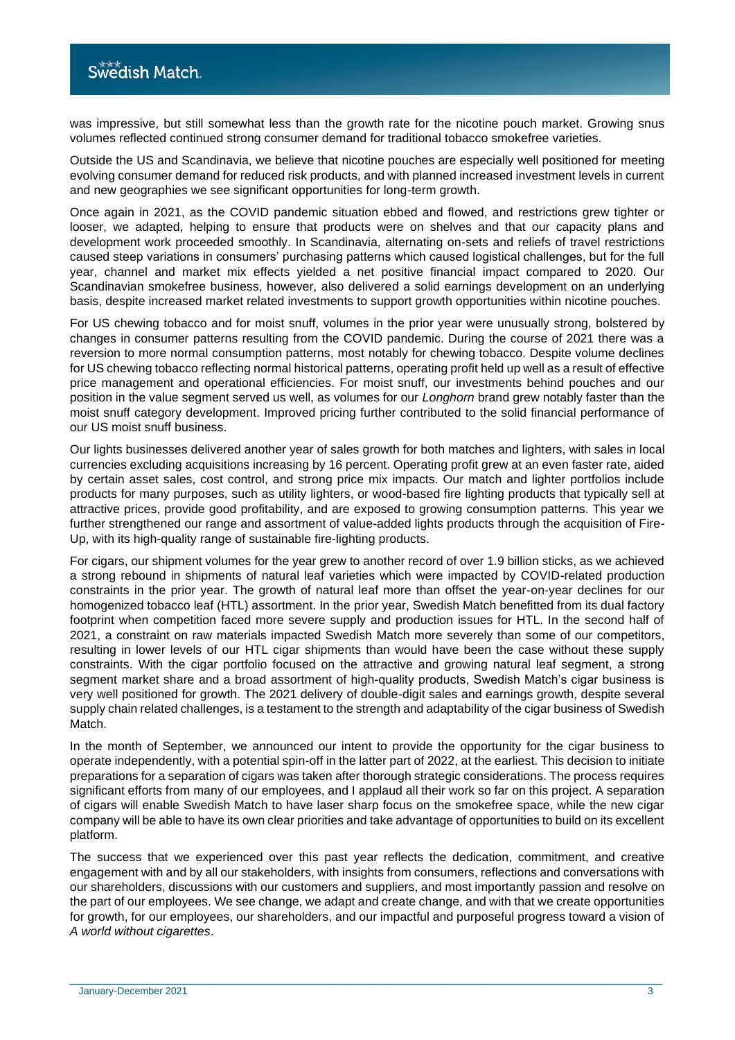was impressive, but still somewhat less than the growth rate for the nicotine pouch market. Growing snus volumes reflected continued strong consumer demand for traditional tobacco smokefree varieties.

Outside the US and Scandinavia, we believe that nicotine pouches are especially well positioned for meeting evolving consumer demand for reduced risk products, and with planned increased investment levels in current and new geographies we see significant opportunities for long-term growth.

Once again in 2021, as the COVID pandemic situation ebbed and flowed, and restrictions grew tighter or looser, we adapted, helping to ensure that products were on shelves and that our capacity plans and development work proceeded smoothly. In Scandinavia, alternating on-sets and reliefs of travel restrictions caused steep variations in consumers' purchasing patterns which caused logistical challenges, but for the full year, channel and market mix effects yielded a net positive financial impact compared to 2020. Our Scandinavian smokefree business, however, also delivered a solid earnings development on an underlying basis, despite increased market related investments to support growth opportunities within nicotine pouches.

For US chewing tobacco and for moist snuff, volumes in the prior year were unusually strong, bolstered by changes in consumer patterns resulting from the COVID pandemic. During the course of 2021 there was a reversion to more normal consumption patterns, most notably for chewing tobacco. Despite volume declines for US chewing tobacco reflecting normal historical patterns, operating profit held up well as a result of effective price management and operational efficiencies. For moist snuff, our investments behind pouches and our position in the value segment served us well, as volumes for our *Longhorn* brand grew notably faster than the moist snuff category development. Improved pricing further contributed to the solid financial performance of our US moist snuff business.

Our lights businesses delivered another year of sales growth for both matches and lighters, with sales in local currencies excluding acquisitions increasing by 16 percent. Operating profit grew at an even faster rate, aided by certain asset sales, cost control, and strong price mix impacts. Our match and lighter portfolios include products for many purposes, such as utility lighters, or wood-based fire lighting products that typically sell at attractive prices, provide good profitability, and are exposed to growing consumption patterns. This year we further strengthened our range and assortment of value-added lights products through the acquisition of Fire-Up, with its high-quality range of sustainable fire-lighting products.

For cigars, our shipment volumes for the year grew to another record of over 1.9 billion sticks, as we achieved a strong rebound in shipments of natural leaf varieties which were impacted by COVID-related production constraints in the prior year. The growth of natural leaf more than offset the year-on-year declines for our homogenized tobacco leaf (HTL) assortment. In the prior year, Swedish Match benefitted from its dual factory footprint when competition faced more severe supply and production issues for HTL. In the second half of 2021, a constraint on raw materials impacted Swedish Match more severely than some of our competitors, resulting in lower levels of our HTL cigar shipments than would have been the case without these supply constraints. With the cigar portfolio focused on the attractive and growing natural leaf segment, a strong segment market share and a broad assortment of high-quality products, Swedish Match's cigar business is very well positioned for growth. The 2021 delivery of double-digit sales and earnings growth, despite several supply chain related challenges, is a testament to the strength and adaptability of the cigar business of Swedish Match.

In the month of September, we announced our intent to provide the opportunity for the cigar business to operate independently, with a potential spin-off in the latter part of 2022, at the earliest. This decision to initiate preparations for a separation of cigars was taken after thorough strategic considerations. The process requires significant efforts from many of our employees, and I applaud all their work so far on this project. A separation of cigars will enable Swedish Match to have laser sharp focus on the smokefree space, while the new cigar company will be able to have its own clear priorities and take advantage of opportunities to build on its excellent platform.

The success that we experienced over this past year reflects the dedication, commitment, and creative engagement with and by all our stakeholders, with insights from consumers, reflections and conversations with our shareholders, discussions with our customers and suppliers, and most importantly passion and resolve on the part of our employees. We see change, we adapt and create change, and with that we create opportunities for growth, for our employees, our shareholders, and our impactful and purposeful progress toward a vision of *A world without cigarettes*.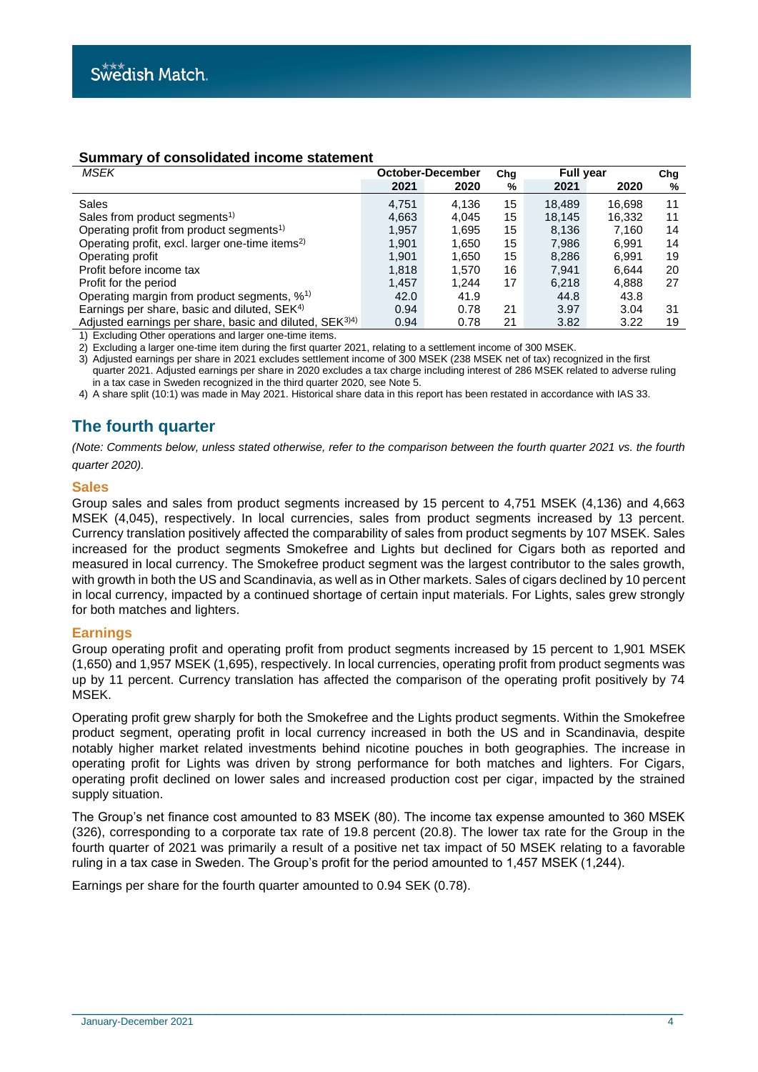### Summary of consolidated income statement

| MSEK | October-December | | Chg | Full year | | Chg |
|---|---|---|---|---|---|---|
| | 2021 | 2020 | % | 2021 | 2020 | % |
| Sales | 4,751 | 4,136 | 15 | 18,489 | 16,698 | 11 |
| Sales from product segments[1)] | 4,663 | 4,045 | 15 | 18,145 | 16,332 | 11 |
| Operating profit from product segments[1)] | 1,957 | 1,695 | 15 | 8,136 | 7,160 | 14 |
| Operating profit, excl. larger one-time items[2)] | 1,901 | 1,650 | 15 | 7,986 | 6,991 | 14 |
| Operating profit | 1,901 | 1,650 | 15 | 8,286 | 6,991 | 19 |
| Profit before income tax | 1,818 | 1,570 | 16 | 7,941 | 6,644 | 20 |
| Profit for the period | 1,457 | 1,244 | 17 | 6,218 | 4,888 | 27 |
| Operating margin from product segments, %[1)] | 42.0 | 41.9 | | 44.8 | 43.8 | |
| Earnings per share, basic and diluted, SEK[4)] | 0.94 | 0.78 | 21 | 3.97 | 3.04 | 31 |
| Adjusted earnings per share, basic and diluted, SEK[3)4)] | 0.94 | 0.78 | 21 | 3.82 | 3.22 | 19 |

1) Excluding Other operations and larger one-time items.

2) Excluding a larger one-time item during the first quarter 2021, relating to a settlement income of 300 MSEK.

3) Adjusted earnings per share in 2021 excludes settlement income of 300 MSEK (238 MSEK net of tax) recognized in the first quarter 2021. Adjusted earnings per share in 2020 excludes a tax charge including interest of 286 MSEK related to adverse ruling in a tax case in Sweden recognized in the third quarter 2020, see Note 5.

4) A share split (10:1) was made in May 2021. Historical share data in this report has been restated in accordance with IAS 33.

## The fourth quarter

*(Note: Comments below, unless stated otherwise, refer to the comparison between the fourth quarter 2021 vs. the fourth quarter 2020).*

### Sales

Group sales and sales from product segments increased by 15 percent to 4,751 MSEK (4,136) and 4,663 MSEK (4,045), respectively. In local currencies, sales from product segments increased by 13 percent. Currency translation positively affected the comparability of sales from product segments by 107 MSEK. Sales increased for the product segments Smokefree and Lights but declined for Cigars both as reported and measured in local currency. The Smokefree product segment was the largest contributor to the sales growth, with growth in both the US and Scandinavia, as well as in Other markets. Sales of cigars declined by 10 percent in local currency, impacted by a continued shortage of certain input materials. For Lights, sales grew strongly for both matches and lighters.

### Earnings

Group operating profit and operating profit from product segments increased by 15 percent to 1,901 MSEK (1,650) and 1,957 MSEK (1,695), respectively. In local currencies, operating profit from product segments was up by 11 percent. Currency translation has affected the comparison of the operating profit positively by 74 MSEK.

Operating profit grew sharply for both the Smokefree and the Lights product segments. Within the Smokefree product segment, operating profit in local currency increased in both the US and in Scandinavia, despite notably higher market related investments behind nicotine pouches in both geographies. The increase in operating profit for Lights was driven by strong performance for both matches and lighters. For Cigars, operating profit declined on lower sales and increased production cost per cigar, impacted by the strained supply situation.

The Group's net finance cost amounted to 83 MSEK (80). The income tax expense amounted to 360 MSEK (326), corresponding to a corporate tax rate of 19.8 percent (20.8). The lower tax rate for the Group in the fourth quarter of 2021 was primarily a result of a positive net tax impact of 50 MSEK relating to a favorable ruling in a tax case in Sweden. The Group's profit for the period amounted to 1,457 MSEK (1,244).

Earnings per share for the fourth quarter amounted to 0.94 SEK (0.78).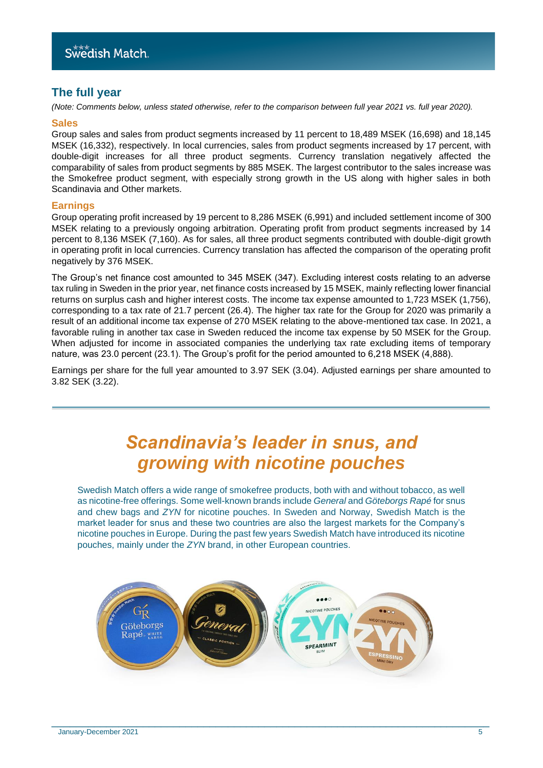## The full year

*(Note: Comments below, unless stated otherwise, refer to the comparison between full year 2021 vs. full year 2020).*

### Sales

Group sales and sales from product segments increased by 11 percent to 18,489 MSEK (16,698) and 18,145 MSEK (16,332), respectively. In local currencies, sales from product segments increased by 17 percent, with double-digit increases for all three product segments. Currency translation negatively affected the comparability of sales from product segments by 885 MSEK. The largest contributor to the sales increase was the Smokefree product segment, with especially strong growth in the US along with higher sales in both Scandinavia and Other markets.

### Earnings

Group operating profit increased by 19 percent to 8,286 MSEK (6,991) and included settlement income of 300 MSEK relating to a previously ongoing arbitration. Operating profit from product segments increased by 14 percent to 8,136 MSEK (7,160). As for sales, all three product segments contributed with double-digit growth in operating profit in local currencies. Currency translation has affected the comparison of the operating profit negatively by 376 MSEK.

The Group's net finance cost amounted to 345 MSEK (347). Excluding interest costs relating to an adverse tax ruling in Sweden in the prior year, net finance costs increased by 15 MSEK, mainly reflecting lower financial returns on surplus cash and higher interest costs. The income tax expense amounted to 1,723 MSEK (1,756), corresponding to a tax rate of 21.7 percent (26.4). The higher tax rate for the Group for 2020 was primarily a result of an additional income tax expense of 270 MSEK relating to the above-mentioned tax case. In 2021, a favorable ruling in another tax case in Sweden reduced the income tax expense by 50 MSEK for the Group. When adjusted for income in associated companies the underlying tax rate excluding items of temporary nature, was 23.0 percent (23.1). The Group's profit for the period amounted to 6,218 MSEK (4,888).

Earnings per share for the full year amounted to 3.97 SEK (3.04). Adjusted earnings per share amounted to 3.82 SEK (3.22).

## *Scandinavia's leader in snus, and growing with nicotine pouches*

Swedish Match offers a wide range of smokefree products, both with and without tobacco, as well as nicotine-free offerings. Some well-known brands include *General* and *Göteborgs Rapé* for snus and chew bags and *ZYN* for nicotine pouches. In Sweden and Norway, Swedish Match is the market leader for snus and these two countries are also the largest markets for the Company's nicotine pouches in Europe. During the past few years Swedish Match have introduced its nicotine pouches, mainly under the *ZYN* brand, in other European countries.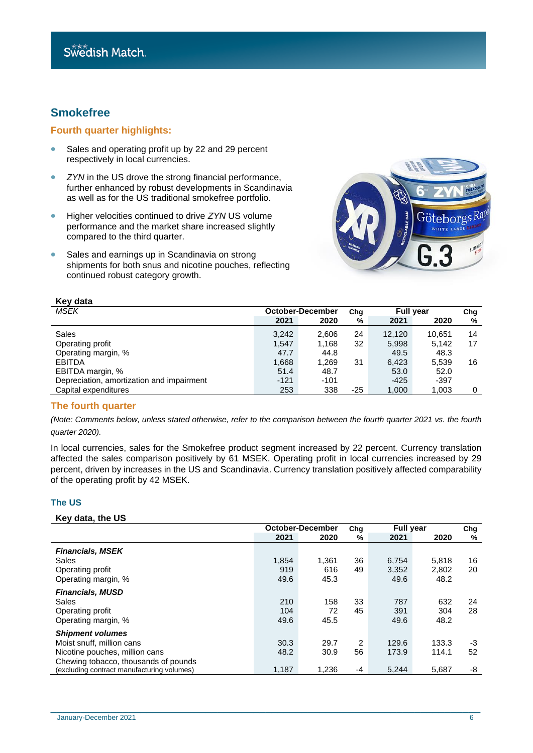## Smokefree

### Fourth quarter highlights:

- Sales and operating profit up by 22 and 29 percent respectively in local currencies.
- *ZYN* in the US drove the strong financial performance, further enhanced by robust developments in Scandinavia as well as for the US traditional smokefree portfolio.
- Higher velocities continued to drive *ZYN* US volume performance and the market share increased slightly compared to the third quarter.
- Sales and earnings up in Scandinavia on strong shipments for both snus and nicotine pouches, reflecting continued robust category growth.

**Key data**

| *MSEK* | October-December | | Chg | Full year | | Chg |
|---|---|---|---|---|---|---|
| | 2021 | 2020 | % | 2021 | 2020 | % |
| Sales | 3,242 | 2,606 | 24 | 12,120 | 10,651 | 14 |
| Operating profit | 1,547 | 1,168 | 32 | 5,998 | 5,142 | 17 |
| Operating margin, % | 47.7 | 44.8 | | 49.5 | 48.3 | |
| EBITDA | 1,668 | 1,269 | 31 | 6,423 | 5,539 | 16 |
| EBITDA margin, % | 51.4 | 48.7 | | 53.0 | 52.0 | |
| Depreciation, amortization and impairment | -121 | -101 | | -425 | -397 | |
| Capital expenditures | 253 | 338 | -25 | 1,000 | 1,003 | 0 |

### The fourth quarter

*(Note: Comments below, unless stated otherwise, refer to the comparison between the fourth quarter 2021 vs. the fourth quarter 2020).*

In local currencies, sales for the Smokefree product segment increased by 22 percent. Currency translation affected the sales comparison positively by 61 MSEK. Operating profit in local currencies increased by 29 percent, driven by increases in the US and Scandinavia. Currency translation positively affected comparability of the operating profit by 42 MSEK.

#### The US

**Key data, the US**

| | October-December | | Chg | Full year | | Chg |
|---|---|---|---|---|---|---|
| | 2021 | 2020 | % | 2021 | 2020 | % |
| ***Financials, MSEK*** | | | | | | |
| Sales | 1,854 | 1,361 | 36 | 6,754 | 5,818 | 16 |
| Operating profit | 919 | 616 | 49 | 3,352 | 2,802 | 20 |
| Operating margin, % | 49.6 | 45.3 | | 49.6 | 48.2 | |
| ***Financials, MUSD*** | | | | | | |
| Sales | 210 | 158 | 33 | 787 | 632 | 24 |
| Operating profit | 104 | 72 | 45 | 391 | 304 | 28 |
| Operating margin, % | 49.6 | 45.5 | | 49.6 | 48.2 | |
| ***Shipment volumes*** | | | | | | |
| Moist snuff, million cans | 30.3 | 29.7 | 2 | 129.6 | 133.3 | -3 |
| Nicotine pouches, million cans | 48.2 | 30.9 | 56 | 173.9 | 114.1 | 52 |
| Chewing tobacco, thousands of pounds (excluding contract manufacturing volumes) | 1,187 | 1,236 | -4 | 5,244 | 5,687 | -8 |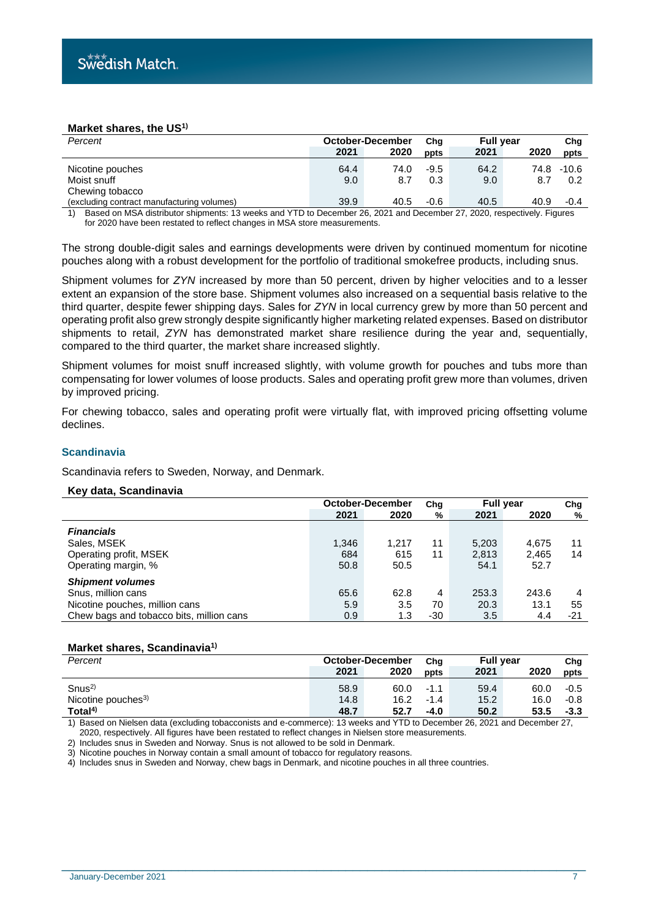**Market shares, the US[1]**

| Percent | October-December | | Chg | Full year | | Chg |
|---|---|---|---|---|---|---|
| | 2021 | 2020 | ppts | 2021 | 2020 | ppts |
| Nicotine pouches | 64.4 | 74.0 | -9.5 | 64.2 | 74.8 | -10.6 |
| Moist snuff | 9.0 | 8.7 | 0.3 | 9.0 | 8.7 | 0.2 |
| Chewing tobacco (excluding contract manufacturing volumes) | 39.9 | 40.5 | -0.6 | 40.5 | 40.9 | -0.4 |

1) Based on MSA distributor shipments: 13 weeks and YTD to December 26, 2021 and December 27, 2020, respectively. Figures for 2020 have been restated to reflect changes in MSA store measurements.

The strong double-digit sales and earnings developments were driven by continued momentum for nicotine pouches along with a robust development for the portfolio of traditional smokefree products, including snus.

Shipment volumes for *ZYN* increased by more than 50 percent, driven by higher velocities and to a lesser extent an expansion of the store base. Shipment volumes also increased on a sequential basis relative to the third quarter, despite fewer shipping days. Sales for *ZYN* in local currency grew by more than 50 percent and operating profit also grew strongly despite significantly higher marketing related expenses. Based on distributor shipments to retail, *ZYN* has demonstrated market share resilience during the year and, sequentially, compared to the third quarter, the market share increased slightly.

Shipment volumes for moist snuff increased slightly, with volume growth for pouches and tubs more than compensating for lower volumes of loose products. Sales and operating profit grew more than volumes, driven by improved pricing.

For chewing tobacco, sales and operating profit were virtually flat, with improved pricing offsetting volume declines.

## Scandinavia

Scandinavia refers to Sweden, Norway, and Denmark.

**Key data, Scandinavia**

| | October-December | | Chg | Full year | | Chg |
|---|---|---|---|---|---|---|
| | 2021 | 2020 | % | 2021 | 2020 | % |
| ***Financials*** | | | | | | |
| Sales, MSEK | 1,346 | 1,217 | 11 | 5,203 | 4,675 | 11 |
| Operating profit, MSEK | 684 | 615 | 11 | 2,813 | 2,465 | 14 |
| Operating margin, % | 50.8 | 50.5 | | 54.1 | 52.7 | |
| ***Shipment volumes*** | | | | | | |
| Snus, million cans | 65.6 | 62.8 | 4 | 253.3 | 243.6 | 4 |
| Nicotine pouches, million cans | 5.9 | 3.5 | 70 | 20.3 | 13.1 | 55 |
| Chew bags and tobacco bits, million cans | 0.9 | 1.3 | -30 | 3.5 | 4.4 | -21 |

**Market shares, Scandinavia[1]**

| Percent | October-December | | Chg | Full year | | Chg |
|---|---|---|---|---|---|---|
| | 2021 | 2020 | ppts | 2021 | 2020 | ppts |
| Snus[2] | 58.9 | 60.0 | -1.1 | 59.4 | 60.0 | -0.5 |
| Nicotine pouches[3] | 14.8 | 16.2 | -1.4 | 15.2 | 16.0 | -0.8 |
| **Total[4]** | **48.7** | **52.7** | **-4.0** | **50.2** | **53.5** | **-3.3** |

1) Based on Nielsen data (excluding tobacconists and e-commerce): 13 weeks and YTD to December 26, 2021 and December 27, 2020, respectively. All figures have been restated to reflect changes in Nielsen store measurements.

2) Includes snus in Sweden and Norway. Snus is not allowed to be sold in Denmark.

3) Nicotine pouches in Norway contain a small amount of tobacco for regulatory reasons.

4) Includes snus in Sweden and Norway, chew bags in Denmark, and nicotine pouches in all three countries.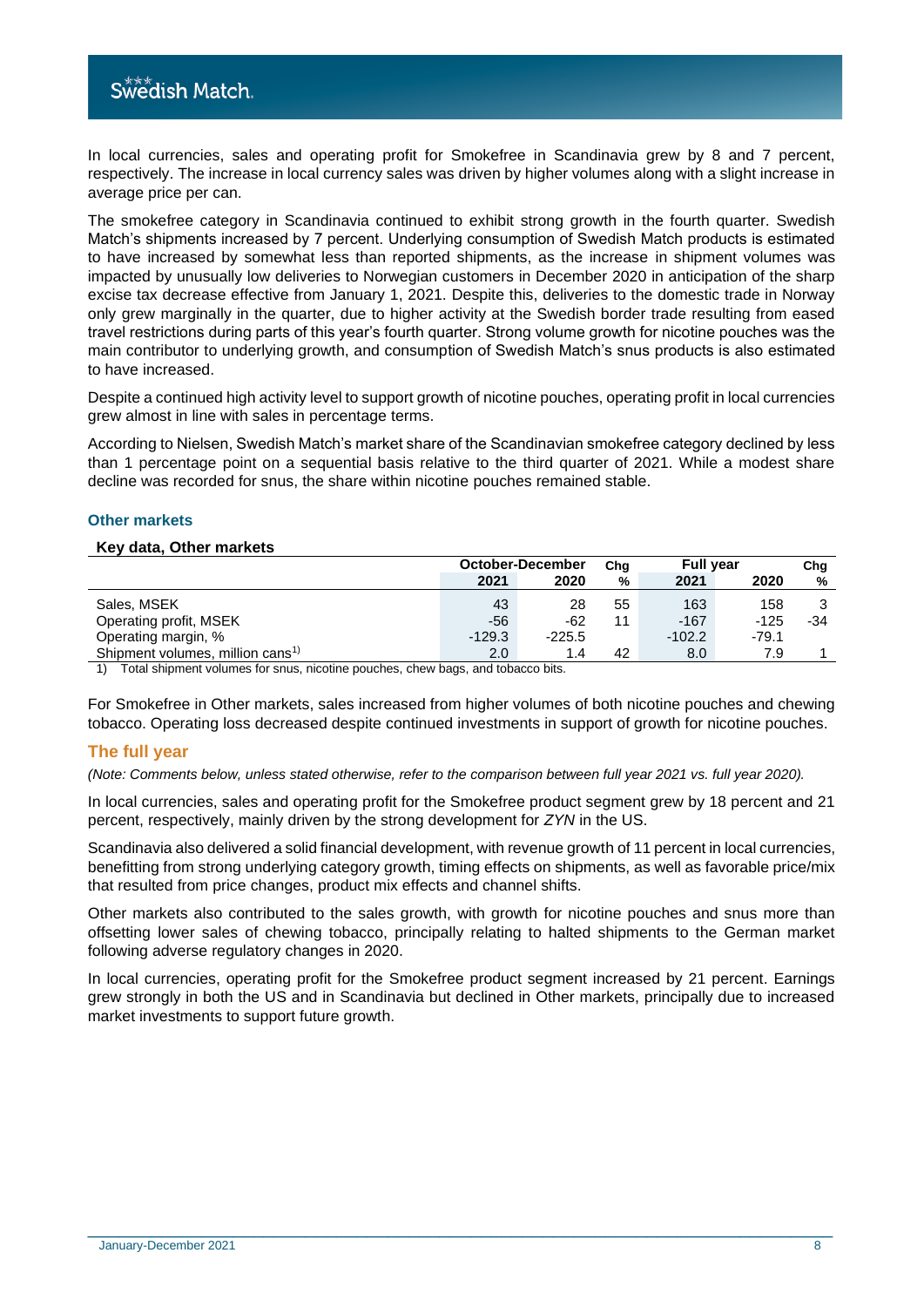In local currencies, sales and operating profit for Smokefree in Scandinavia grew by 8 and 7 percent, respectively. The increase in local currency sales was driven by higher volumes along with a slight increase in average price per can.

The smokefree category in Scandinavia continued to exhibit strong growth in the fourth quarter. Swedish Match's shipments increased by 7 percent. Underlying consumption of Swedish Match products is estimated to have increased by somewhat less than reported shipments, as the increase in shipment volumes was impacted by unusually low deliveries to Norwegian customers in December 2020 in anticipation of the sharp excise tax decrease effective from January 1, 2021. Despite this, deliveries to the domestic trade in Norway only grew marginally in the quarter, due to higher activity at the Swedish border trade resulting from eased travel restrictions during parts of this year's fourth quarter. Strong volume growth for nicotine pouches was the main contributor to underlying growth, and consumption of Swedish Match's snus products is also estimated to have increased.

Despite a continued high activity level to support growth of nicotine pouches, operating profit in local currencies grew almost in line with sales in percentage terms.

According to Nielsen, Swedish Match's market share of the Scandinavian smokefree category declined by less than 1 percentage point on a sequential basis relative to the third quarter of 2021. While a modest share decline was recorded for snus, the share within nicotine pouches remained stable.

### Other markets

**Key data, Other markets**

| | October-December | | Chg | Full year | | Chg |
|---|---|---|---|---|---|---|
| | 2021 | 2020 | % | 2021 | 2020 | % |
| Sales, MSEK | 43 | 28 | 55 | 163 | 158 | 3 |
| Operating profit, MSEK | -56 | -62 | 11 | -167 | -125 | -34 |
| Operating margin, % | -129.3 | -225.5 | | -102.2 | -79.1 | |
| Shipment volumes, million cans[1] | 2.0 | 1.4 | 42 | 8.0 | 7.9 | 1 |

1) Total shipment volumes for snus, nicotine pouches, chew bags, and tobacco bits.

For Smokefree in Other markets, sales increased from higher volumes of both nicotine pouches and chewing tobacco. Operating loss decreased despite continued investments in support of growth for nicotine pouches.

## The full year

*(Note: Comments below, unless stated otherwise, refer to the comparison between full year 2021 vs. full year 2020).*

In local currencies, sales and operating profit for the Smokefree product segment grew by 18 percent and 21 percent, respectively, mainly driven by the strong development for *ZYN* in the US.

Scandinavia also delivered a solid financial development, with revenue growth of 11 percent in local currencies, benefitting from strong underlying category growth, timing effects on shipments, as well as favorable price/mix that resulted from price changes, product mix effects and channel shifts.

Other markets also contributed to the sales growth, with growth for nicotine pouches and snus more than offsetting lower sales of chewing tobacco, principally relating to halted shipments to the German market following adverse regulatory changes in 2020.

In local currencies, operating profit for the Smokefree product segment increased by 21 percent. Earnings grew strongly in both the US and in Scandinavia but declined in Other markets, principally due to increased market investments to support future growth.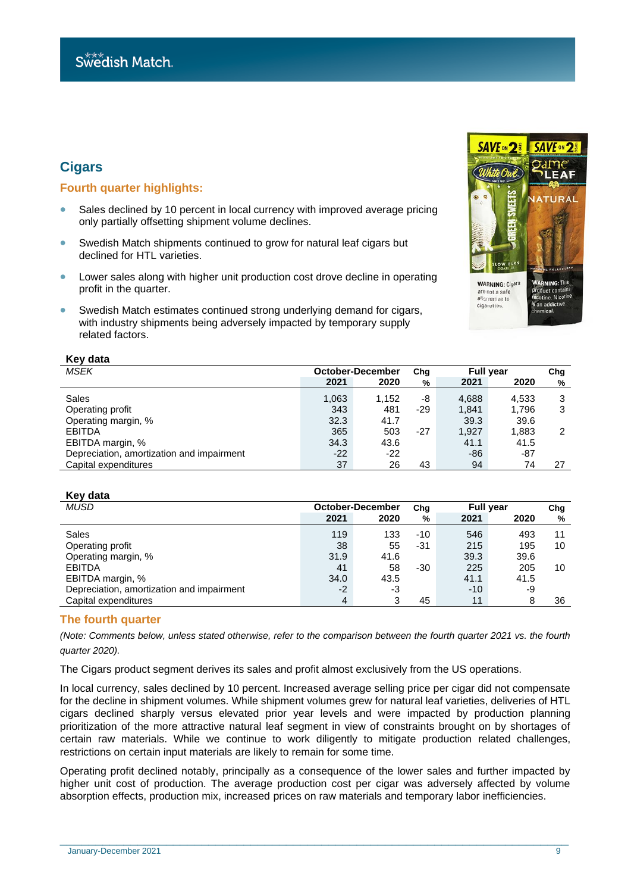## Cigars

### Fourth quarter highlights:

- Sales declined by 10 percent in local currency with improved average pricing only partially offsetting shipment volume declines.
- Swedish Match shipments continued to grow for natural leaf cigars but declined for HTL varieties.
- Lower sales along with higher unit production cost drove decline in operating profit in the quarter.
- Swedish Match estimates continued strong underlying demand for cigars, with industry shipments being adversely impacted by temporary supply related factors.

**Key data**

| *MSEK* | October-December | | Chg | Full year | | Chg |
|---|---|---|---|---|---|---|
| | **2021** | **2020** | **%** | **2021** | **2020** | **%** |
| Sales | 1,063 | 1,152 | -8 | 4,688 | 4,533 | 3 |
| Operating profit | 343 | 481 | -29 | 1,841 | 1,796 | 3 |
| Operating margin, % | 32.3 | 41.7 | | 39.3 | 39.6 | |
| EBITDA | 365 | 503 | -27 | 1,927 | 1,883 | 2 |
| EBITDA margin, % | 34.3 | 43.6 | | 41.1 | 41.5 | |
| Depreciation, amortization and impairment | -22 | -22 | | -86 | -87 | |
| Capital expenditures | 37 | 26 | 43 | 94 | 74 | 27 |

**Key data**

| *MUSD* | October-December | | Chg | Full year | | Chg |
|---|---|---|---|---|---|---|
| | **2021** | **2020** | **%** | **2021** | **2020** | **%** |
| Sales | 119 | 133 | -10 | 546 | 493 | 11 |
| Operating profit | 38 | 55 | -31 | 215 | 195 | 10 |
| Operating margin, % | 31.9 | 41.6 | | 39.3 | 39.6 | |
| EBITDA | 41 | 58 | -30 | 225 | 205 | 10 |
| EBITDA margin, % | 34.0 | 43.5 | | 41.1 | 41.5 | |
| Depreciation, amortization and impairment | -2 | -3 | | -10 | -9 | |
| Capital expenditures | 4 | 3 | 45 | 11 | 8 | 36 |

### The fourth quarter

*(Note: Comments below, unless stated otherwise, refer to the comparison between the fourth quarter 2021 vs. the fourth quarter 2020).*

The Cigars product segment derives its sales and profit almost exclusively from the US operations.

In local currency, sales declined by 10 percent. Increased average selling price per cigar did not compensate for the decline in shipment volumes. While shipment volumes grew for natural leaf varieties, deliveries of HTL cigars declined sharply versus elevated prior year levels and were impacted by production planning prioritization of the more attractive natural leaf segment in view of constraints brought on by shortages of certain raw materials. While we continue to work diligently to mitigate production related challenges, restrictions on certain input materials are likely to remain for some time.

Operating profit declined notably, principally as a consequence of the lower sales and further impacted by higher unit cost of production. The average production cost per cigar was adversely affected by volume absorption effects, production mix, increased prices on raw materials and temporary labor inefficiencies.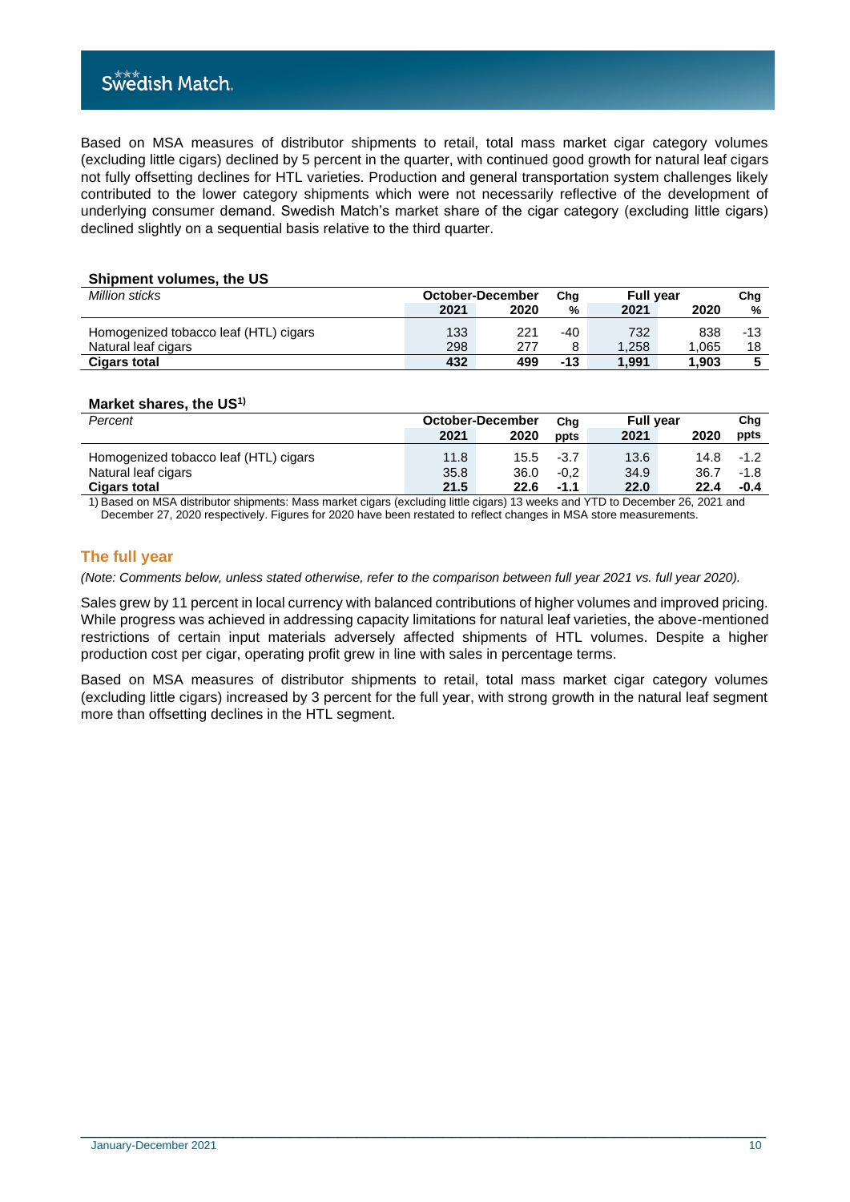Based on MSA measures of distributor shipments to retail, total mass market cigar category volumes (excluding little cigars) declined by 5 percent in the quarter, with continued good growth for natural leaf cigars not fully offsetting declines for HTL varieties. Production and general transportation system challenges likely contributed to the lower category shipments which were not necessarily reflective of the development of underlying consumer demand. Swedish Match's market share of the cigar category (excluding little cigars) declined slightly on a sequential basis relative to the third quarter.

**Shipment volumes, the US**

| *Million sticks* | October-December | | Chg | Full year | | Chg |
|---|---|---|---|---|---|---|
| | **2021** | **2020** | **%** | **2021** | **2020** | **%** |
| Homogenized tobacco leaf (HTL) cigars | 133 | 221 | -40 | 732 | 838 | -13 |
| Natural leaf cigars | 298 | 277 | 8 | 1,258 | 1,065 | 18 |
| **Cigars total** | **432** | **499** | **-13** | **1,991** | **1,903** | **5** |

**Market shares, the US[1)]**

| *Percent* | October-December | | Chg | Full year | | Chg |
|---|---|---|---|---|---|---|
| | **2021** | **2020** | **ppts** | **2021** | **2020** | **ppts** |
| Homogenized tobacco leaf (HTL) cigars | 11.8 | 15.5 | -3.7 | 13.6 | 14.8 | -1.2 |
| Natural leaf cigars | 35.8 | 36.0 | -0,2 | 34.9 | 36.7 | -1.8 |
| **Cigars total** | **21.5** | **22.6** | **-1.1** | **22.0** | **22.4** | **-0.4** |

1) Based on MSA distributor shipments: Mass market cigars (excluding little cigars) 13 weeks and YTD to December 26, 2021 and December 27, 2020 respectively. Figures for 2020 have been restated to reflect changes in MSA store measurements.

## The full year

*(Note: Comments below, unless stated otherwise, refer to the comparison between full year 2021 vs. full year 2020).*

Sales grew by 11 percent in local currency with balanced contributions of higher volumes and improved pricing. While progress was achieved in addressing capacity limitations for natural leaf varieties, the above-mentioned restrictions of certain input materials adversely affected shipments of HTL volumes. Despite a higher production cost per cigar, operating profit grew in line with sales in percentage terms.

Based on MSA measures of distributor shipments to retail, total mass market cigar category volumes (excluding little cigars) increased by 3 percent for the full year, with strong growth in the natural leaf segment more than offsetting declines in the HTL segment.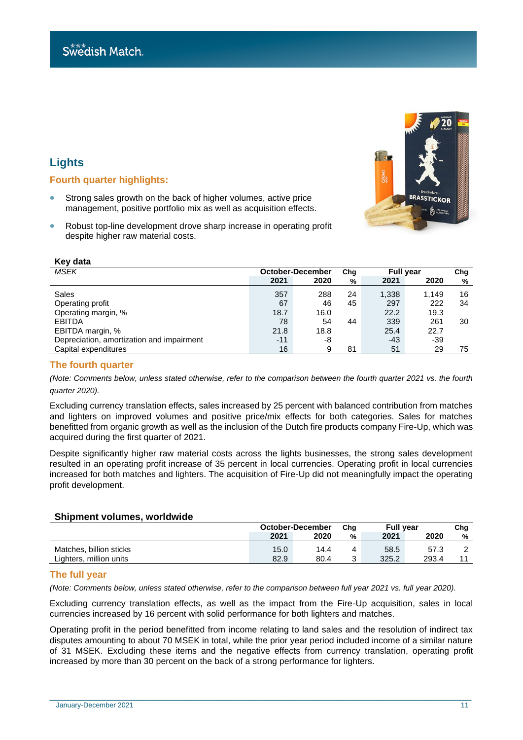## Lights

### Fourth quarter highlights:

- Strong sales growth on the back of higher volumes, active price management, positive portfolio mix as well as acquisition effects.
- Robust top-line development drove sharp increase in operating profit despite higher raw material costs.

**Key data**

| *MSEK* | October-December | | Chg | Full year | | Chg |
|---|---|---|---|---|---|---|
| | **2021** | **2020** | **%** | **2021** | **2020** | **%** |
| Sales | 357 | 288 | 24 | 1,338 | 1,149 | 16 |
| Operating profit | 67 | 46 | 45 | 297 | 222 | 34 |
| Operating margin, % | 18.7 | 16.0 | | 22.2 | 19.3 | |
| EBITDA | 78 | 54 | 44 | 339 | 261 | 30 |
| EBITDA margin, % | 21.8 | 18.8 | | 25.4 | 22.7 | |
| Depreciation, amortization and impairment | -11 | -8 | | -43 | -39 | |
| Capital expenditures | 16 | 9 | 81 | 51 | 29 | 75 |

### The fourth quarter

*(Note: Comments below, unless stated otherwise, refer to the comparison between the fourth quarter 2021 vs. the fourth quarter 2020).*

Excluding currency translation effects, sales increased by 25 percent with balanced contribution from matches and lighters on improved volumes and positive price/mix effects for both categories. Sales for matches benefitted from organic growth as well as the inclusion of the Dutch fire products company Fire-Up, which was acquired during the first quarter of 2021.

Despite significantly higher raw material costs across the lights businesses, the strong sales development resulted in an operating profit increase of 35 percent in local currencies. Operating profit in local currencies increased for both matches and lighters. The acquisition of Fire-Up did not meaningfully impact the operating profit development.

**Shipment volumes, worldwide**

| | October-December | | Chg | Full year | | Chg |
|---|---|---|---|---|---|---|
| | **2021** | **2020** | **%** | **2021** | **2020** | **%** |
| Matches, billion sticks | 15.0 | 14.4 | 4 | 58.5 | 57.3 | 2 |
| Lighters, million units | 82.9 | 80.4 | 3 | 325.2 | 293.4 | 11 |

### The full year

*(Note: Comments below, unless stated otherwise, refer to the comparison between full year 2021 vs. full year 2020).*

Excluding currency translation effects, as well as the impact from the Fire-Up acquisition, sales in local currencies increased by 16 percent with solid performance for both lighters and matches.

Operating profit in the period benefitted from income relating to land sales and the resolution of indirect tax disputes amounting to about 70 MSEK in total, while the prior year period included income of a similar nature of 31 MSEK. Excluding these items and the negative effects from currency translation, operating profit increased by more than 30 percent on the back of a strong performance for lighters.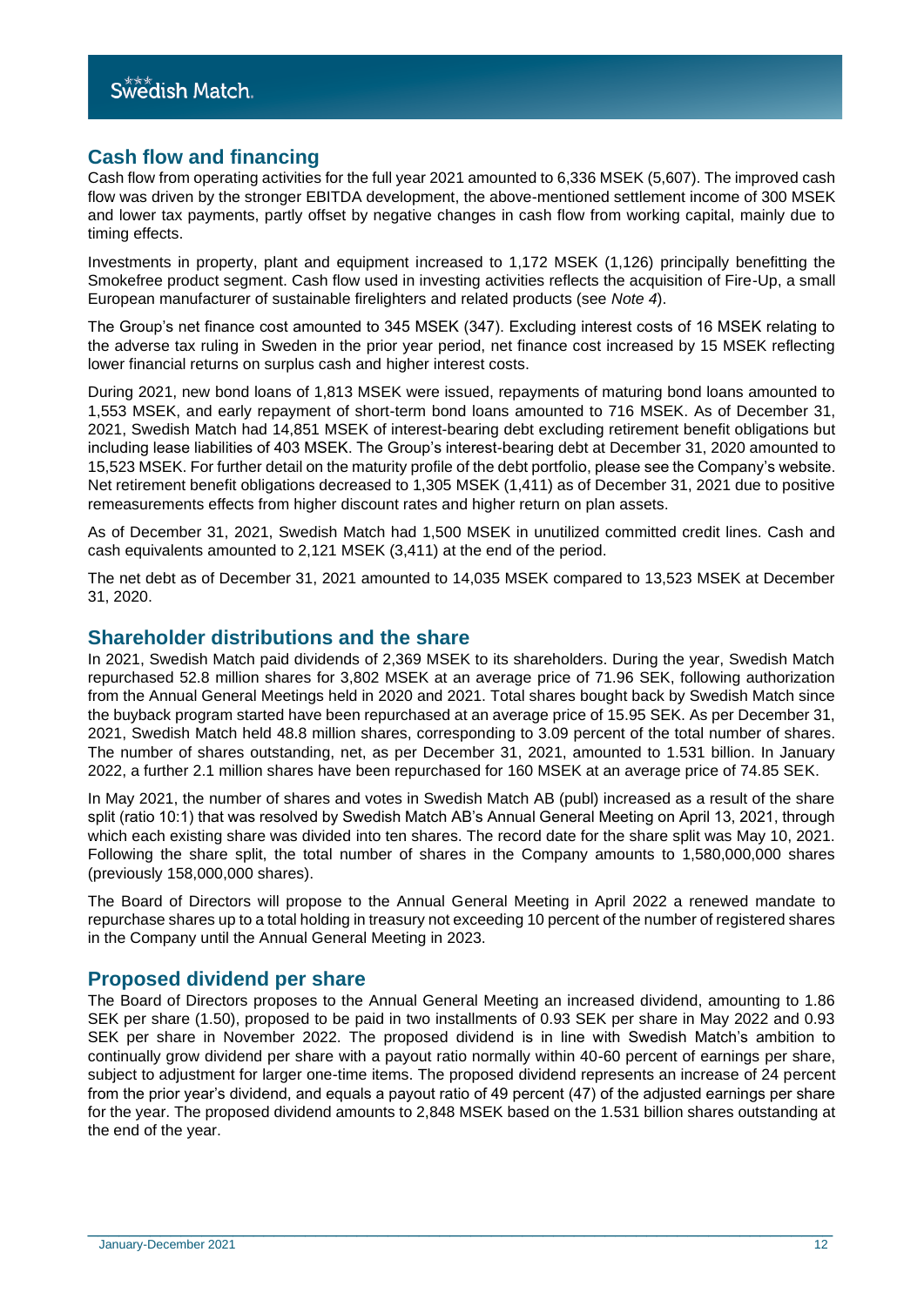## Cash flow and financing

Cash flow from operating activities for the full year 2021 amounted to 6,336 MSEK (5,607). The improved cash flow was driven by the stronger EBITDA development, the above-mentioned settlement income of 300 MSEK and lower tax payments, partly offset by negative changes in cash flow from working capital, mainly due to timing effects.

Investments in property, plant and equipment increased to 1,172 MSEK (1,126) principally benefitting the Smokefree product segment. Cash flow used in investing activities reflects the acquisition of Fire-Up, a small European manufacturer of sustainable firelighters and related products (see *Note 4*).

The Group's net finance cost amounted to 345 MSEK (347). Excluding interest costs of 16 MSEK relating to the adverse tax ruling in Sweden in the prior year period, net finance cost increased by 15 MSEK reflecting lower financial returns on surplus cash and higher interest costs.

During 2021, new bond loans of 1,813 MSEK were issued, repayments of maturing bond loans amounted to 1,553 MSEK, and early repayment of short-term bond loans amounted to 716 MSEK. As of December 31, 2021, Swedish Match had 14,851 MSEK of interest-bearing debt excluding retirement benefit obligations but including lease liabilities of 403 MSEK. The Group's interest-bearing debt at December 31, 2020 amounted to 15,523 MSEK. For further detail on the maturity profile of the debt portfolio, please see the Company's website. Net retirement benefit obligations decreased to 1,305 MSEK (1,411) as of December 31, 2021 due to positive remeasurements effects from higher discount rates and higher return on plan assets.

As of December 31, 2021, Swedish Match had 1,500 MSEK in unutilized committed credit lines. Cash and cash equivalents amounted to 2,121 MSEK (3,411) at the end of the period.

The net debt as of December 31, 2021 amounted to 14,035 MSEK compared to 13,523 MSEK at December 31, 2020.

## Shareholder distributions and the share

In 2021, Swedish Match paid dividends of 2,369 MSEK to its shareholders. During the year, Swedish Match repurchased 52.8 million shares for 3,802 MSEK at an average price of 71.96 SEK, following authorization from the Annual General Meetings held in 2020 and 2021. Total shares bought back by Swedish Match since the buyback program started have been repurchased at an average price of 15.95 SEK. As per December 31, 2021, Swedish Match held 48.8 million shares, corresponding to 3.09 percent of the total number of shares. The number of shares outstanding, net, as per December 31, 2021, amounted to 1.531 billion. In January 2022, a further 2.1 million shares have been repurchased for 160 MSEK at an average price of 74.85 SEK.

In May 2021, the number of shares and votes in Swedish Match AB (publ) increased as a result of the share split (ratio 10:1) that was resolved by Swedish Match AB's Annual General Meeting on April 13, 2021, through which each existing share was divided into ten shares. The record date for the share split was May 10, 2021. Following the share split, the total number of shares in the Company amounts to 1,580,000,000 shares (previously 158,000,000 shares).

The Board of Directors will propose to the Annual General Meeting in April 2022 a renewed mandate to repurchase shares up to a total holding in treasury not exceeding 10 percent of the number of registered shares in the Company until the Annual General Meeting in 2023.

## Proposed dividend per share

The Board of Directors proposes to the Annual General Meeting an increased dividend, amounting to 1.86 SEK per share (1.50), proposed to be paid in two installments of 0.93 SEK per share in May 2022 and 0.93 SEK per share in November 2022. The proposed dividend is in line with Swedish Match's ambition to continually grow dividend per share with a payout ratio normally within 40-60 percent of earnings per share, subject to adjustment for larger one-time items. The proposed dividend represents an increase of 24 percent from the prior year's dividend, and equals a payout ratio of 49 percent (47) of the adjusted earnings per share for the year. The proposed dividend amounts to 2,848 MSEK based on the 1.531 billion shares outstanding at the end of the year.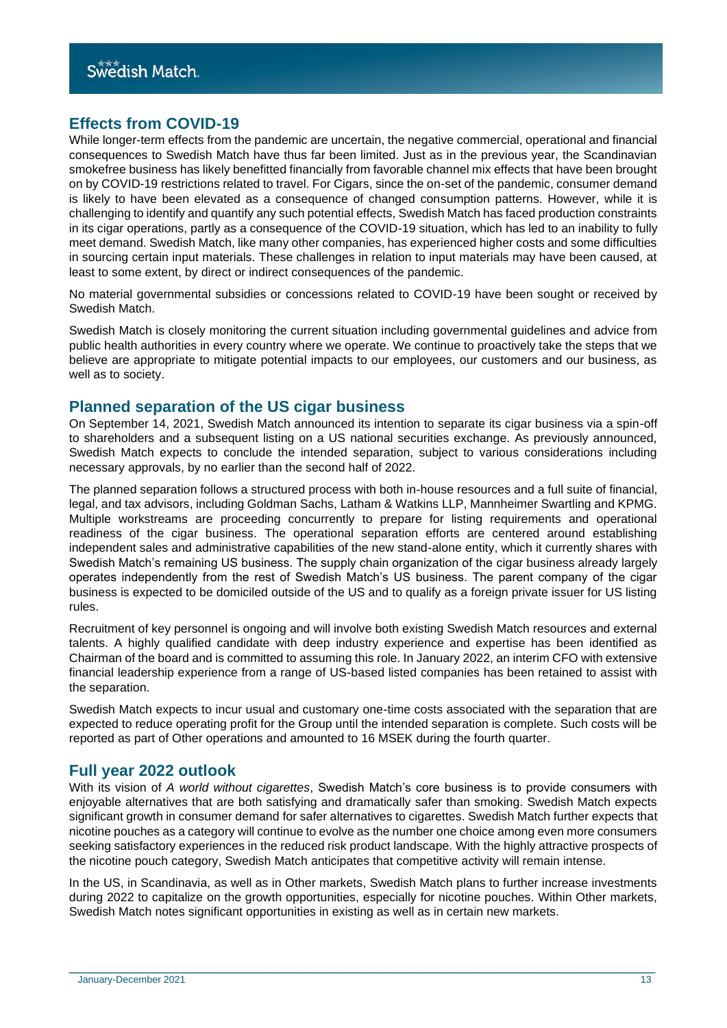## Effects from COVID-19

While longer-term effects from the pandemic are uncertain, the negative commercial, operational and financial consequences to Swedish Match have thus far been limited. Just as in the previous year, the Scandinavian smokefree business has likely benefitted financially from favorable channel mix effects that have been brought on by COVID-19 restrictions related to travel. For Cigars, since the on-set of the pandemic, consumer demand is likely to have been elevated as a consequence of changed consumption patterns. However, while it is challenging to identify and quantify any such potential effects, Swedish Match has faced production constraints in its cigar operations, partly as a consequence of the COVID-19 situation, which has led to an inability to fully meet demand. Swedish Match, like many other companies, has experienced higher costs and some difficulties in sourcing certain input materials. These challenges in relation to input materials may have been caused, at least to some extent, by direct or indirect consequences of the pandemic.

No material governmental subsidies or concessions related to COVID-19 have been sought or received by Swedish Match.

Swedish Match is closely monitoring the current situation including governmental guidelines and advice from public health authorities in every country where we operate. We continue to proactively take the steps that we believe are appropriate to mitigate potential impacts to our employees, our customers and our business, as well as to society.

## Planned separation of the US cigar business

On September 14, 2021, Swedish Match announced its intention to separate its cigar business via a spin-off to shareholders and a subsequent listing on a US national securities exchange. As previously announced, Swedish Match expects to conclude the intended separation, subject to various considerations including necessary approvals, by no earlier than the second half of 2022.

The planned separation follows a structured process with both in-house resources and a full suite of financial, legal, and tax advisors, including Goldman Sachs, Latham & Watkins LLP, Mannheimer Swartling and KPMG. Multiple workstreams are proceeding concurrently to prepare for listing requirements and operational readiness of the cigar business. The operational separation efforts are centered around establishing independent sales and administrative capabilities of the new stand-alone entity, which it currently shares with Swedish Match's remaining US business. The supply chain organization of the cigar business already largely operates independently from the rest of Swedish Match's US business. The parent company of the cigar business is expected to be domiciled outside of the US and to qualify as a foreign private issuer for US listing rules.

Recruitment of key personnel is ongoing and will involve both existing Swedish Match resources and external talents. A highly qualified candidate with deep industry experience and expertise has been identified as Chairman of the board and is committed to assuming this role. In January 2022, an interim CFO with extensive financial leadership experience from a range of US-based listed companies has been retained to assist with the separation.

Swedish Match expects to incur usual and customary one-time costs associated with the separation that are expected to reduce operating profit for the Group until the intended separation is complete. Such costs will be reported as part of Other operations and amounted to 16 MSEK during the fourth quarter.

## Full year 2022 outlook

With its vision of *A world without cigarettes*, Swedish Match's core business is to provide consumers with enjoyable alternatives that are both satisfying and dramatically safer than smoking. Swedish Match expects significant growth in consumer demand for safer alternatives to cigarettes. Swedish Match further expects that nicotine pouches as a category will continue to evolve as the number one choice among even more consumers seeking satisfactory experiences in the reduced risk product landscape. With the highly attractive prospects of the nicotine pouch category, Swedish Match anticipates that competitive activity will remain intense.

In the US, in Scandinavia, as well as in Other markets, Swedish Match plans to further increase investments during 2022 to capitalize on the growth opportunities, especially for nicotine pouches. Within Other markets, Swedish Match notes significant opportunities in existing as well as in certain new markets.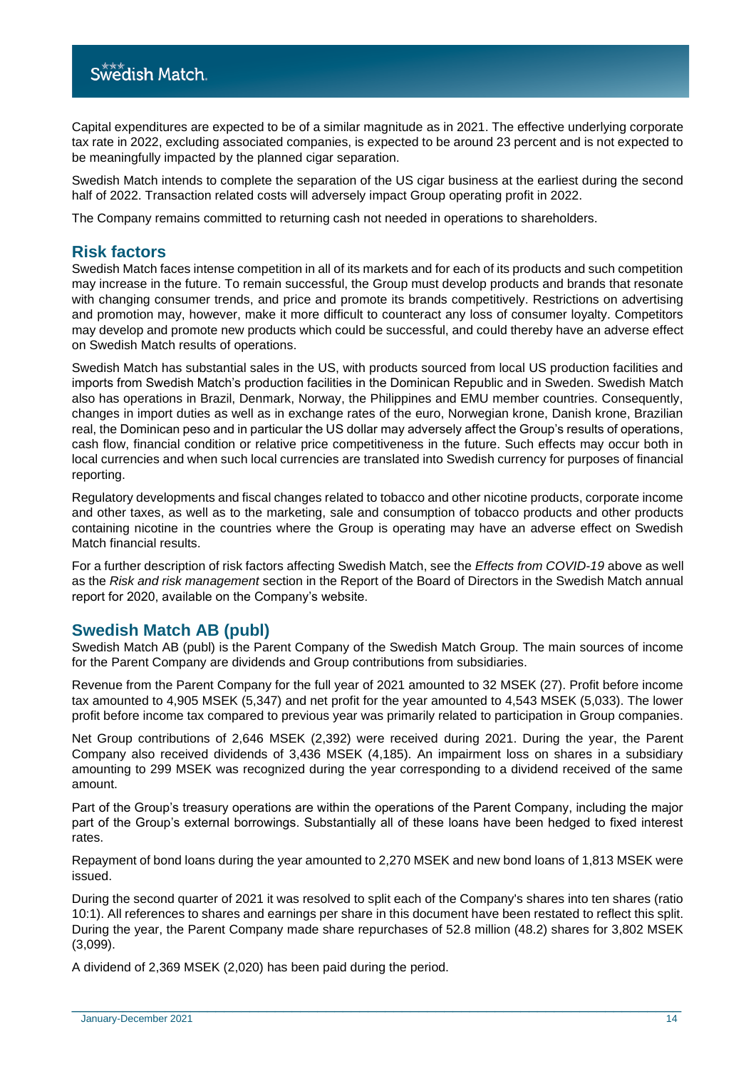Capital expenditures are expected to be of a similar magnitude as in 2021. The effective underlying corporate tax rate in 2022, excluding associated companies, is expected to be around 23 percent and is not expected to be meaningfully impacted by the planned cigar separation.

Swedish Match intends to complete the separation of the US cigar business at the earliest during the second half of 2022. Transaction related costs will adversely impact Group operating profit in 2022.

The Company remains committed to returning cash not needed in operations to shareholders.

## Risk factors

Swedish Match faces intense competition in all of its markets and for each of its products and such competition may increase in the future. To remain successful, the Group must develop products and brands that resonate with changing consumer trends, and price and promote its brands competitively. Restrictions on advertising and promotion may, however, make it more difficult to counteract any loss of consumer loyalty. Competitors may develop and promote new products which could be successful, and could thereby have an adverse effect on Swedish Match results of operations.

Swedish Match has substantial sales in the US, with products sourced from local US production facilities and imports from Swedish Match's production facilities in the Dominican Republic and in Sweden. Swedish Match also has operations in Brazil, Denmark, Norway, the Philippines and EMU member countries. Consequently, changes in import duties as well as in exchange rates of the euro, Norwegian krone, Danish krone, Brazilian real, the Dominican peso and in particular the US dollar may adversely affect the Group's results of operations, cash flow, financial condition or relative price competitiveness in the future. Such effects may occur both in local currencies and when such local currencies are translated into Swedish currency for purposes of financial reporting.

Regulatory developments and fiscal changes related to tobacco and other nicotine products, corporate income and other taxes, as well as to the marketing, sale and consumption of tobacco products and other products containing nicotine in the countries where the Group is operating may have an adverse effect on Swedish Match financial results.

For a further description of risk factors affecting Swedish Match, see the *Effects from COVID-19* above as well as the *Risk and risk management* section in the Report of the Board of Directors in the Swedish Match annual report for 2020, available on the Company's website.

## Swedish Match AB (publ)

Swedish Match AB (publ) is the Parent Company of the Swedish Match Group. The main sources of income for the Parent Company are dividends and Group contributions from subsidiaries.

Revenue from the Parent Company for the full year of 2021 amounted to 32 MSEK (27). Profit before income tax amounted to 4,905 MSEK (5,347) and net profit for the year amounted to 4,543 MSEK (5,033). The lower profit before income tax compared to previous year was primarily related to participation in Group companies.

Net Group contributions of 2,646 MSEK (2,392) were received during 2021. During the year, the Parent Company also received dividends of 3,436 MSEK (4,185). An impairment loss on shares in a subsidiary amounting to 299 MSEK was recognized during the year corresponding to a dividend received of the same amount.

Part of the Group's treasury operations are within the operations of the Parent Company, including the major part of the Group's external borrowings. Substantially all of these loans have been hedged to fixed interest rates.

Repayment of bond loans during the year amounted to 2,270 MSEK and new bond loans of 1,813 MSEK were issued.

During the second quarter of 2021 it was resolved to split each of the Company's shares into ten shares (ratio 10:1). All references to shares and earnings per share in this document have been restated to reflect this split. During the year, the Parent Company made share repurchases of 52.8 million (48.2) shares for 3,802 MSEK (3,099).

A dividend of 2,369 MSEK (2,020) has been paid during the period.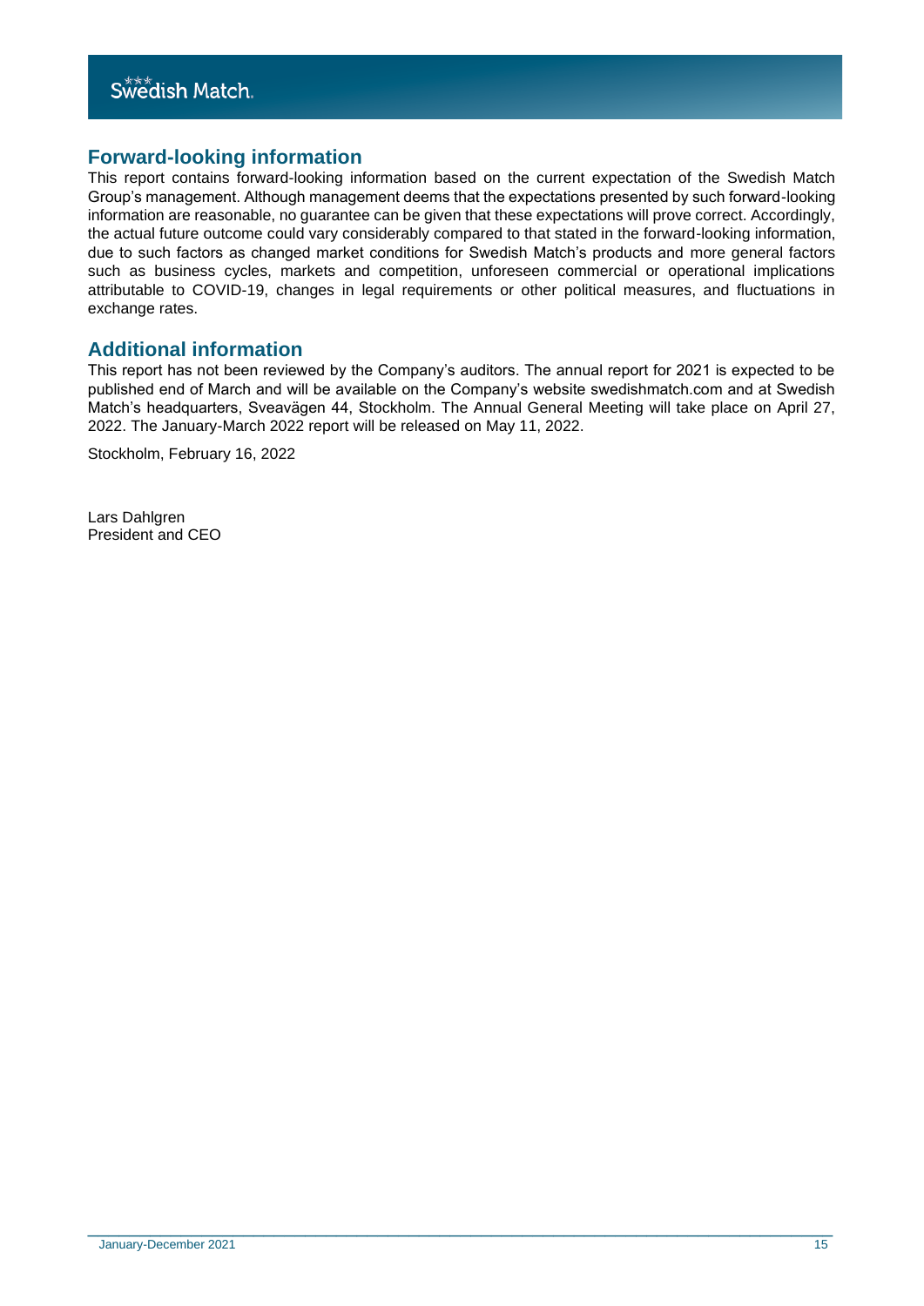## Forward-looking information

This report contains forward-looking information based on the current expectation of the Swedish Match Group's management. Although management deems that the expectations presented by such forward-looking information are reasonable, no guarantee can be given that these expectations will prove correct. Accordingly, the actual future outcome could vary considerably compared to that stated in the forward-looking information, due to such factors as changed market conditions for Swedish Match's products and more general factors such as business cycles, markets and competition, unforeseen commercial or operational implications attributable to COVID-19, changes in legal requirements or other political measures, and fluctuations in exchange rates.

## Additional information

This report has not been reviewed by the Company's auditors. The annual report for 2021 is expected to be published end of March and will be available on the Company's website swedishmatch.com and at Swedish Match's headquarters, Sveavägen 44, Stockholm. The Annual General Meeting will take place on April 27, 2022. The January-March 2022 report will be released on May 11, 2022.

Stockholm, February 16, 2022

Lars Dahlgren
President and CEO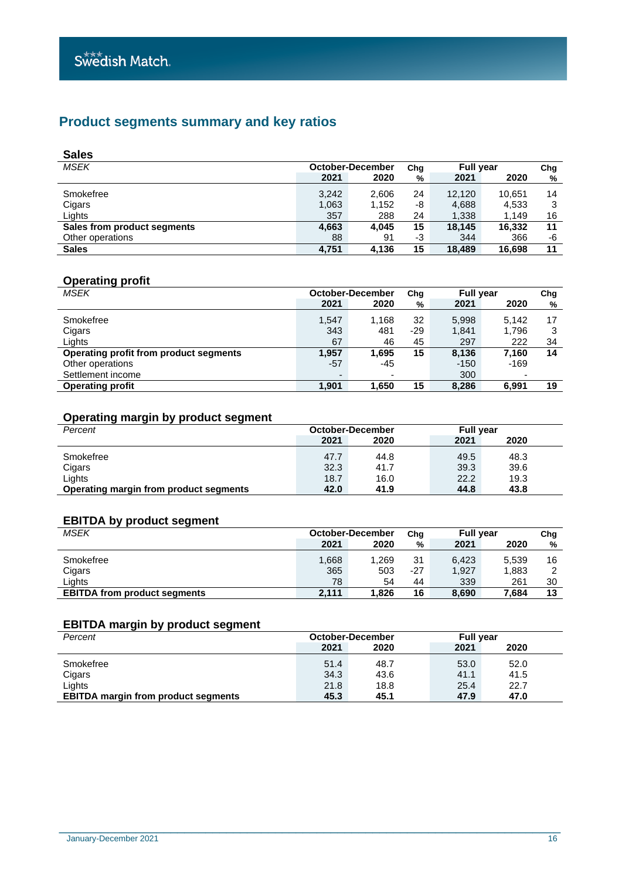# Product segments summary and key ratios

## Sales

| *MSEK* | October-December 2021 | October-December 2020 | Chg % | Full year 2021 | Full year 2020 | Chg % |
|---|---|---|---|---|---|---|
| Smokefree | 3,242 | 2,606 | 24 | 12,120 | 10,651 | 14 |
| Cigars | 1,063 | 1,152 | -8 | 4,688 | 4,533 | 3 |
| Lights | 357 | 288 | 24 | 1,338 | 1,149 | 16 |
| **Sales from product segments** | **4,663** | **4,045** | **15** | **18,145** | **16,332** | **11** |
| Other operations | 88 | 91 | -3 | 344 | 366 | -6 |
| **Sales** | **4,751** | **4,136** | **15** | **18,489** | **16,698** | **11** |

## Operating profit

| *MSEK* | October-December 2021 | October-December 2020 | Chg % | Full year 2021 | Full year 2020 | Chg % |
|---|---|---|---|---|---|---|
| Smokefree | 1,547 | 1,168 | 32 | 5,998 | 5,142 | 17 |
| Cigars | 343 | 481 | -29 | 1,841 | 1,796 | 3 |
| Lights | 67 | 46 | 45 | 297 | 222 | 34 |
| **Operating profit from product segments** | **1,957** | **1,695** | **15** | **8,136** | **7,160** | **14** |
| Other operations | -57 | -45 | | -150 | -169 | |
| Settlement income | - | - | | 300 | - | |
| **Operating profit** | **1,901** | **1,650** | **15** | **8,286** | **6,991** | **19** |

## Operating margin by product segment

| *Percent* | October-December 2021 | October-December 2020 | Full year 2021 | Full year 2020 |
|---|---|---|---|---|
| Smokefree | 47.7 | 44.8 | 49.5 | 48.3 |
| Cigars | 32.3 | 41.7 | 39.3 | 39.6 |
| Lights | 18.7 | 16.0 | 22.2 | 19.3 |
| **Operating margin from product segments** | **42.0** | **41.9** | **44.8** | **43.8** |

## EBITDA by product segment

| *MSEK* | October-December 2021 | October-December 2020 | Chg % | Full year 2021 | Full year 2020 | Chg % |
|---|---|---|---|---|---|---|
| Smokefree | 1,668 | 1,269 | 31 | 6,423 | 5,539 | 16 |
| Cigars | 365 | 503 | -27 | 1,927 | 1,883 | 2 |
| Lights | 78 | 54 | 44 | 339 | 261 | 30 |
| **EBITDA from product segments** | **2,111** | **1,826** | **16** | **8,690** | **7,684** | **13** |

## EBITDA margin by product segment

| *Percent* | October-December 2021 | October-December 2020 | Full year 2021 | Full year 2020 |
|---|---|---|---|---|
| Smokefree | 51.4 | 48.7 | 53.0 | 52.0 |
| Cigars | 34.3 | 43.6 | 41.1 | 41.5 |
| Lights | 21.8 | 18.8 | 25.4 | 22.7 |
| **EBITDA margin from product segments** | **45.3** | **45.1** | **47.9** | **47.0** |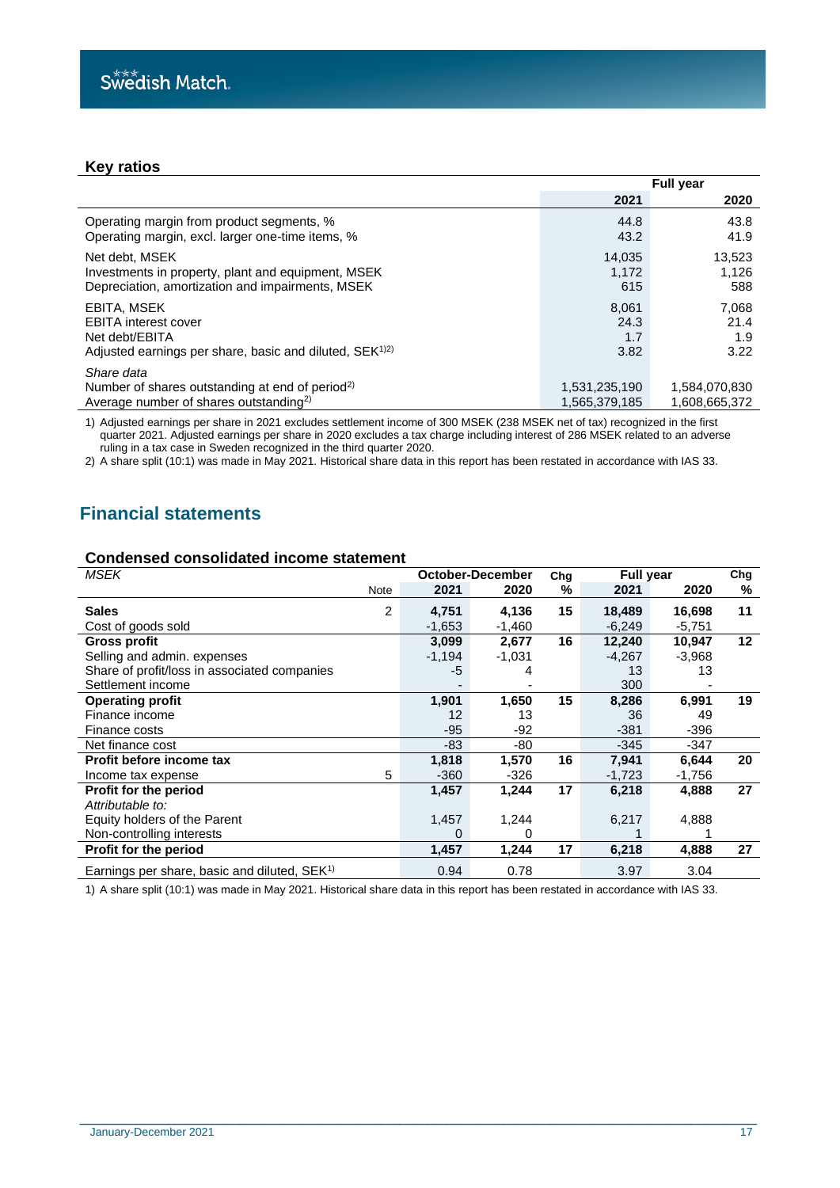## Key ratios

| | Full year | |
|---|---|---|
| | **2021** | **2020** |
| Operating margin from product segments, % | 44.8 | 43.8 |
| Operating margin, excl. larger one-time items, % | 43.2 | 41.9 |
| Net debt, MSEK | 14,035 | 13,523 |
| Investments in property, plant and equipment, MSEK | 1,172 | 1,126 |
| Depreciation, amortization and impairments, MSEK | 615 | 588 |
| EBITA, MSEK | 8,061 | 7,068 |
| EBITA interest cover | 24.3 | 21.4 |
| Net debt/EBITA | 1.7 | 1.9 |
| Adjusted earnings per share, basic and diluted, SEK[1)2)] | 3.82 | 3.22 |
| *Share data* | | |
| Number of shares outstanding at end of period[2)] | 1,531,235,190 | 1,584,070,830 |
| Average number of shares outstanding[2)] | 1,565,379,185 | 1,608,665,372 |

1) Adjusted earnings per share in 2021 excludes settlement income of 300 MSEK (238 MSEK net of tax) recognized in the first quarter 2021. Adjusted earnings per share in 2020 excludes a tax charge including interest of 286 MSEK related to an adverse ruling in a tax case in Sweden recognized in the third quarter 2020.
2) A share split (10:1) was made in May 2021. Historical share data in this report has been restated in accordance with IAS 33.

# Financial statements

## Condensed consolidated income statement

| *MSEK* | | October-December | | Chg | Full year | | Chg |
|---|---|---|---|---|---|---|---|
| | Note | **2021** | **2020** | **%** | **2021** | **2020** | **%** |
| **Sales** | 2 | **4,751** | **4,136** | **15** | **18,489** | **16,698** | **11** |
| Cost of goods sold | | -1,653 | -1,460 | | -6,249 | -5,751 | |
| **Gross profit** | | **3,099** | **2,677** | **16** | **12,240** | **10,947** | **12** |
| Selling and admin. expenses | | -1,194 | -1,031 | | -4,267 | -3,968 | |
| Share of profit/loss in associated companies | | -5 | 4 | | 13 | 13 | |
| Settlement income | | - | - | | 300 | - | |
| **Operating profit** | | **1,901** | **1,650** | **15** | **8,286** | **6,991** | **19** |
| Finance income | | 12 | 13 | | 36 | 49 | |
| Finance costs | | -95 | -92 | | -381 | -396 | |
| Net finance cost | | -83 | -80 | | -345 | -347 | |
| **Profit before income tax** | | **1,818** | **1,570** | **16** | **7,941** | **6,644** | **20** |
| Income tax expense | 5 | -360 | -326 | | -1,723 | -1,756 | |
| **Profit for the period** | | **1,457** | **1,244** | **17** | **6,218** | **4,888** | **27** |
| *Attributable to:* | | | | | | | |
| Equity holders of the Parent | | 1,457 | 1,244 | | 6,217 | 4,888 | |
| Non-controlling interests | | 0 | 0 | | 1 | 1 | |
| **Profit for the period** | | **1,457** | **1,244** | **17** | **6,218** | **4,888** | **27** |
| Earnings per share, basic and diluted, SEK[1)] | | 0.94 | 0.78 | | 3.97 | 3.04 | |

1) A share split (10:1) was made in May 2021. Historical share data in this report has been restated in accordance with IAS 33.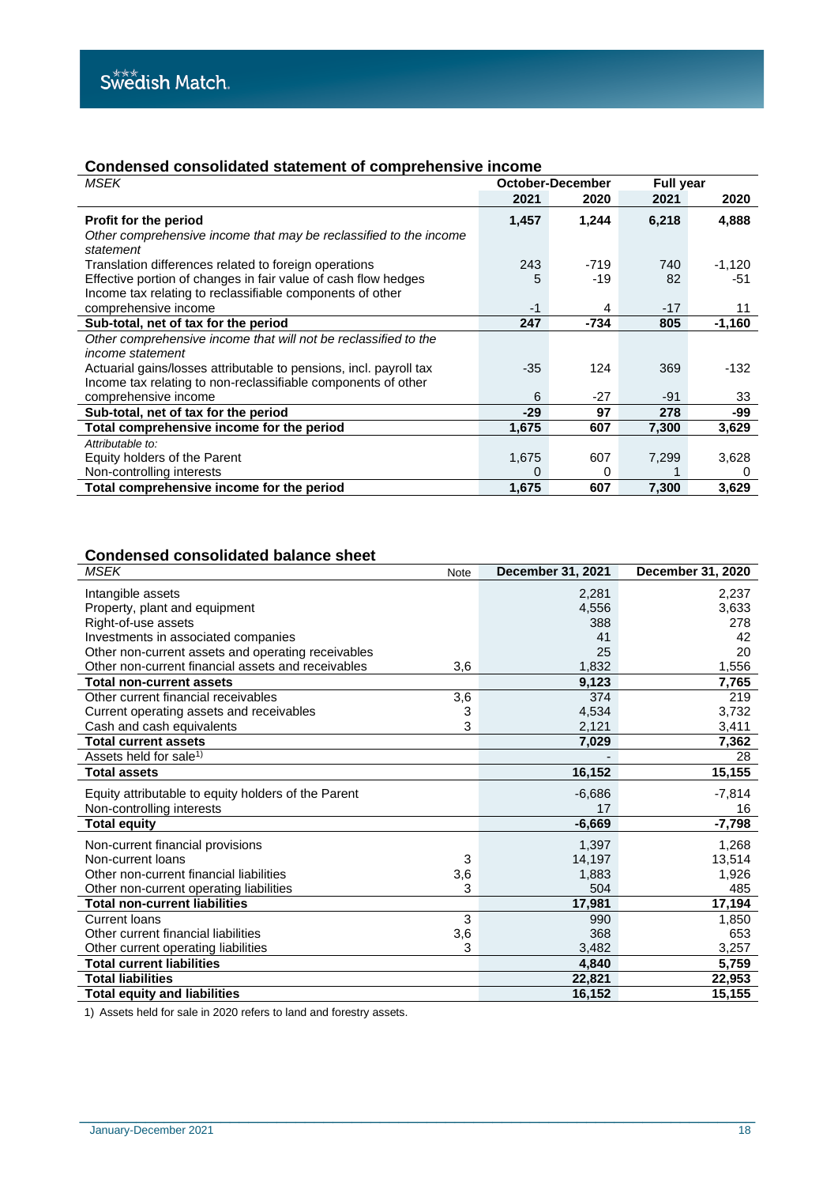## Condensed consolidated statement of comprehensive income

| *MSEK* | October-December | | Full year | |
|---|---|---|---|---|
| | **2021** | **2020** | **2021** | **2020** |
| **Profit for the period** | **1,457** | **1,244** | **6,218** | **4,888** |
| *Other comprehensive income that may be reclassified to the income statement* | | | | |
| Translation differences related to foreign operations | 243 | -719 | 740 | -1,120 |
| Effective portion of changes in fair value of cash flow hedges | 5 | -19 | 82 | -51 |
| Income tax relating to reclassifiable components of other comprehensive income | -1 | 4 | -17 | 11 |
| **Sub-total, net of tax for the period** | **247** | **-734** | **805** | **-1,160** |
| *Other comprehensive income that will not be reclassified to the income statement* | | | | |
| Actuarial gains/losses attributable to pensions, incl. payroll tax | -35 | 124 | 369 | -132 |
| Income tax relating to non-reclassifiable components of other comprehensive income | 6 | -27 | -91 | 33 |
| **Sub-total, net of tax for the period** | **-29** | **97** | **278** | **-99** |
| **Total comprehensive income for the period** | **1,675** | **607** | **7,300** | **3,629** |
| *Attributable to:* | | | | |
| Equity holders of the Parent | 1,675 | 607 | 7,299 | 3,628 |
| Non-controlling interests | 0 | 0 | 1 | 0 |
| **Total comprehensive income for the period** | **1,675** | **607** | **7,300** | **3,629** |

## Condensed consolidated balance sheet

| *MSEK* | Note | December 31, 2021 | December 31, 2020 |
|---|---|---|---|
| Intangible assets | | 2,281 | 2,237 |
| Property, plant and equipment | | 4,556 | 3,633 |
| Right-of-use assets | | 388 | 278 |
| Investments in associated companies | | 41 | 42 |
| Other non-current assets and operating receivables | | 25 | 20 |
| Other non-current financial assets and receivables | 3,6 | 1,832 | 1,556 |
| **Total non-current assets** | | **9,123** | **7,765** |
| Other current financial receivables | 3,6 | 374 | 219 |
| Current operating assets and receivables | 3 | 4,534 | 3,732 |
| Cash and cash equivalents | 3 | 2,121 | 3,411 |
| **Total current assets** | | **7,029** | **7,362** |
| Assets held for sale[1)] | | - | 28 |
| **Total assets** | | **16,152** | **15,155** |
| Equity attributable to equity holders of the Parent | | -6,686 | -7,814 |
| Non-controlling interests | | 17 | 16 |
| **Total equity** | | **-6,669** | **-7,798** |
| Non-current financial provisions | | 1,397 | 1,268 |
| Non-current loans | 3 | 14,197 | 13,514 |
| Other non-current financial liabilities | 3,6 | 1,883 | 1,926 |
| Other non-current operating liabilities | 3 | 504 | 485 |
| **Total non-current liabilities** | | **17,981** | **17,194** |
| Current loans | 3 | 990 | 1,850 |
| Other current financial liabilities | 3,6 | 368 | 653 |
| Other current operating liabilities | 3 | 3,482 | 3,257 |
| **Total current liabilities** | | **4,840** | **5,759** |
| **Total liabilities** | | **22,821** | **22,953** |
| **Total equity and liabilities** | | **16,152** | **15,155** |

1) Assets held for sale in 2020 refers to land and forestry assets.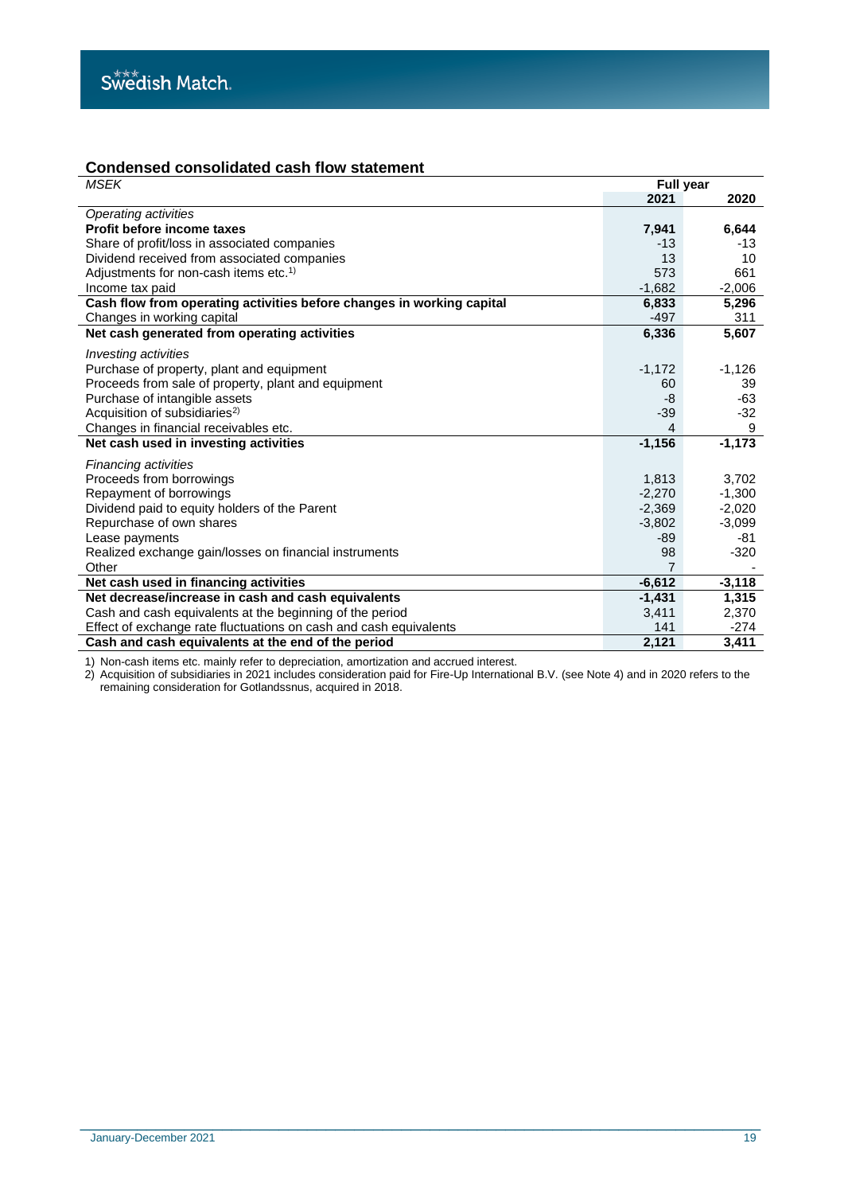## Condensed consolidated cash flow statement

| *MSEK* | Full year | |
|---|---|---|
| | 2021 | 2020 |
| *Operating activities* | | |
| **Profit before income taxes** | **7,941** | **6,644** |
| Share of profit/loss in associated companies | -13 | -13 |
| Dividend received from associated companies | 13 | 10 |
| Adjustments for non-cash items etc.[1)] | 573 | 661 |
| Income tax paid | -1,682 | -2,006 |
| **Cash flow from operating activities before changes in working capital** | **6,833** | **5,296** |
| Changes in working capital | -497 | 311 |
| **Net cash generated from operating activities** | **6,336** | **5,607** |
| *Investing activities* | | |
| Purchase of property, plant and equipment | -1,172 | -1,126 |
| Proceeds from sale of property, plant and equipment | 60 | 39 |
| Purchase of intangible assets | -8 | -63 |
| Acquisition of subsidiaries[2)] | -39 | -32 |
| Changes in financial receivables etc. | 4 | 9 |
| **Net cash used in investing activities** | **-1,156** | **-1,173** |
| *Financing activities* | | |
| Proceeds from borrowings | 1,813 | 3,702 |
| Repayment of borrowings | -2,270 | -1,300 |
| Dividend paid to equity holders of the Parent | -2,369 | -2,020 |
| Repurchase of own shares | -3,802 | -3,099 |
| Lease payments | -89 | -81 |
| Realized exchange gain/losses on financial instruments | 98 | -320 |
| Other | 7 | - |
| **Net cash used in financing activities** | **-6,612** | **-3,118** |
| **Net decrease/increase in cash and cash equivalents** | **-1,431** | **1,315** |
| Cash and cash equivalents at the beginning of the period | 3,411 | 2,370 |
| Effect of exchange rate fluctuations on cash and cash equivalents | 141 | -274 |
| **Cash and cash equivalents at the end of the period** | **2,121** | **3,411** |

1) Non-cash items etc. mainly refer to depreciation, amortization and accrued interest.

2) Acquisition of subsidiaries in 2021 includes consideration paid for Fire-Up International B.V. (see Note 4) and in 2020 refers to the remaining consideration for Gotlandssnus, acquired in 2018.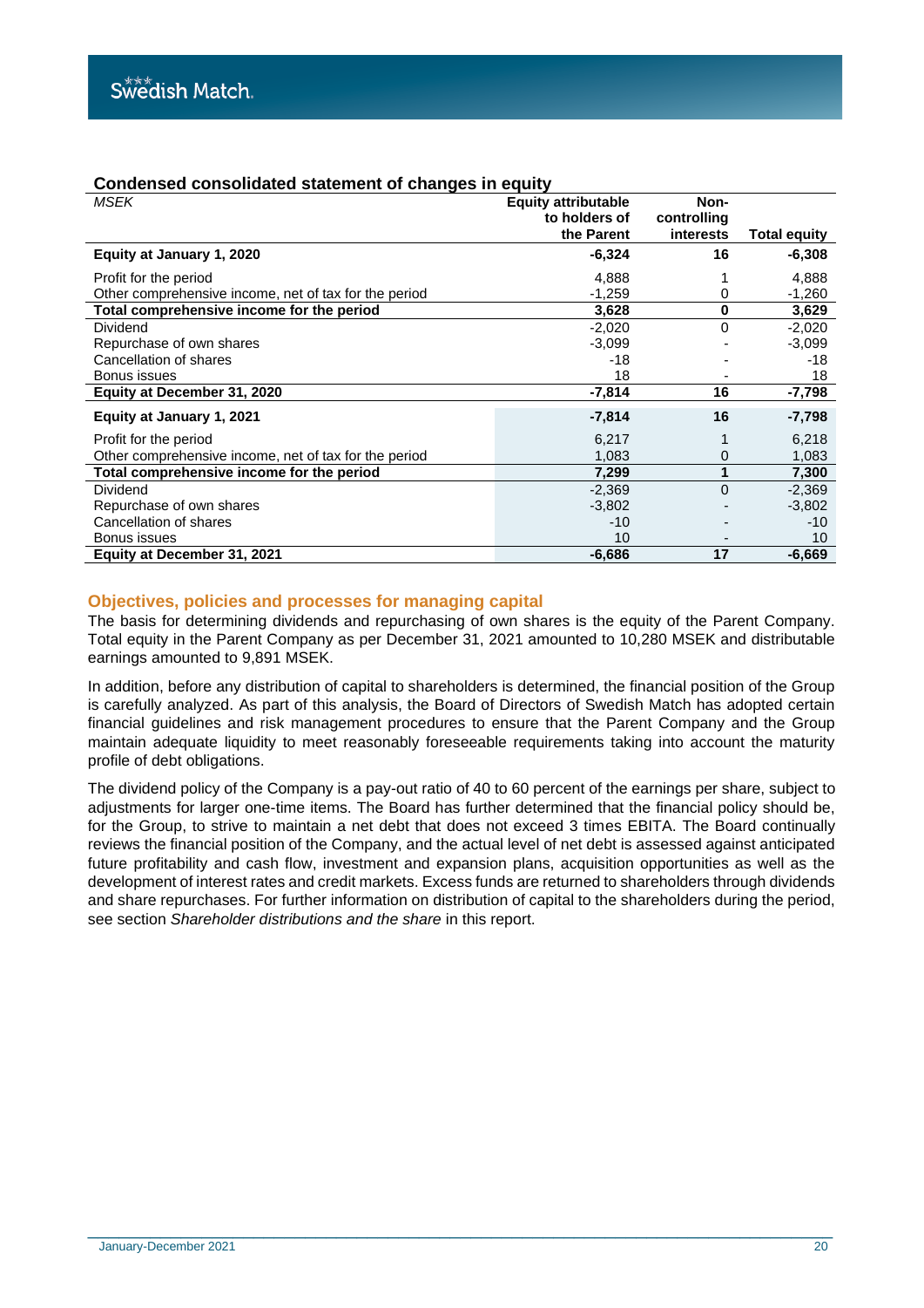## Condensed consolidated statement of changes in equity

| *MSEK* | Equity attributable to holders of the Parent | Non-controlling interests | Total equity |
|---|---|---|---|
| **Equity at January 1, 2020** | **-6,324** | **16** | **-6,308** |
| Profit for the period | 4,888 | 1 | 4,888 |
| Other comprehensive income, net of tax for the period | -1,259 | 0 | -1,260 |
| **Total comprehensive income for the period** | **3,628** | **0** | **3,629** |
| Dividend | -2,020 | 0 | -2,020 |
| Repurchase of own shares | -3,099 | - | -3,099 |
| Cancellation of shares | -18 | - | -18 |
| Bonus issues | 18 | - | 18 |
| **Equity at December 31, 2020** | **-7,814** | **16** | **-7,798** |
| **Equity at January 1, 2021** | **-7,814** | **16** | **-7,798** |
| Profit for the period | 6,217 | 1 | 6,218 |
| Other comprehensive income, net of tax for the period | 1,083 | 0 | 1,083 |
| **Total comprehensive income for the period** | **7,299** | **1** | **7,300** |
| Dividend | -2,369 | 0 | -2,369 |
| Repurchase of own shares | -3,802 | - | -3,802 |
| Cancellation of shares | -10 | - | -10 |
| Bonus issues | 10 | - | 10 |
| **Equity at December 31, 2021** | **-6,686** | **17** | **-6,669** |

### Objectives, policies and processes for managing capital

The basis for determining dividends and repurchasing of own shares is the equity of the Parent Company. Total equity in the Parent Company as per December 31, 2021 amounted to 10,280 MSEK and distributable earnings amounted to 9,891 MSEK.

In addition, before any distribution of capital to shareholders is determined, the financial position of the Group is carefully analyzed. As part of this analysis, the Board of Directors of Swedish Match has adopted certain financial guidelines and risk management procedures to ensure that the Parent Company and the Group maintain adequate liquidity to meet reasonably foreseeable requirements taking into account the maturity profile of debt obligations.

The dividend policy of the Company is a pay-out ratio of 40 to 60 percent of the earnings per share, subject to adjustments for larger one-time items. The Board has further determined that the financial policy should be, for the Group, to strive to maintain a net debt that does not exceed 3 times EBITA. The Board continually reviews the financial position of the Company, and the actual level of net debt is assessed against anticipated future profitability and cash flow, investment and expansion plans, acquisition opportunities as well as the development of interest rates and credit markets. Excess funds are returned to shareholders through dividends and share repurchases. For further information on distribution of capital to the shareholders during the period, see section *Shareholder distributions and the share* in this report.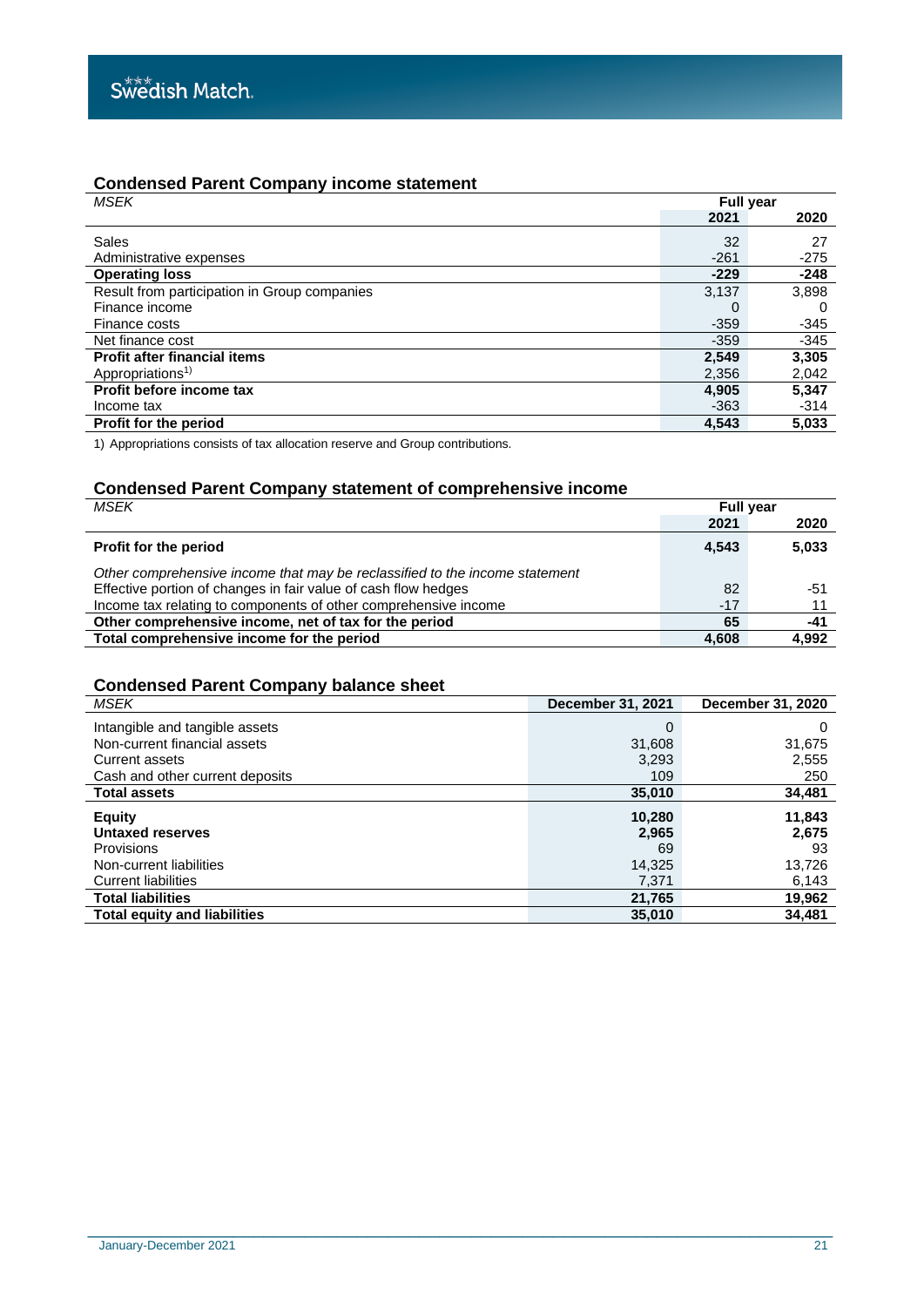## Condensed Parent Company income statement

| MSEK | Full year | |
|---|---|---|
| | **2021** | **2020** |
| Sales | 32 | 27 |
| Administrative expenses | -261 | -275 |
| **Operating loss** | **-229** | **-248** |
| Result from participation in Group companies | 3,137 | 3,898 |
| Finance income | 0 | 0 |
| Finance costs | -359 | -345 |
| Net finance cost | -359 | -345 |
| **Profit after financial items** | **2,549** | **3,305** |
| Appropriations[1)] | 2,356 | 2,042 |
| **Profit before income tax** | **4,905** | **5,347** |
| Income tax | -363 | -314 |
| **Profit for the period** | **4,543** | **5,033** |

1) Appropriations consists of tax allocation reserve and Group contributions.

## Condensed Parent Company statement of comprehensive income

| MSEK | Full year | |
|---|---|---|
| | **2021** | **2020** |
| **Profit for the period** | **4,543** | **5,033** |
| *Other comprehensive income that may be reclassified to the income statement* | | |
| Effective portion of changes in fair value of cash flow hedges | 82 | -51 |
| Income tax relating to components of other comprehensive income | -17 | 11 |
| **Other comprehensive income, net of tax for the period** | **65** | **-41** |
| **Total comprehensive income for the period** | **4,608** | **4,992** |

## Condensed Parent Company balance sheet

| MSEK | December 31, 2021 | December 31, 2020 |
|---|---|---|
| Intangible and tangible assets | 0 | 0 |
| Non-current financial assets | 31,608 | 31,675 |
| Current assets | 3,293 | 2,555 |
| Cash and other current deposits | 109 | 250 |
| **Total assets** | **35,010** | **34,481** |
| **Equity** | **10,280** | **11,843** |
| **Untaxed reserves** | **2,965** | **2,675** |
| Provisions | 69 | 93 |
| Non-current liabilities | 14,325 | 13,726 |
| Current liabilities | 7,371 | 6,143 |
| **Total liabilities** | **21,765** | **19,962** |
| **Total equity and liabilities** | **35,010** | **34,481** |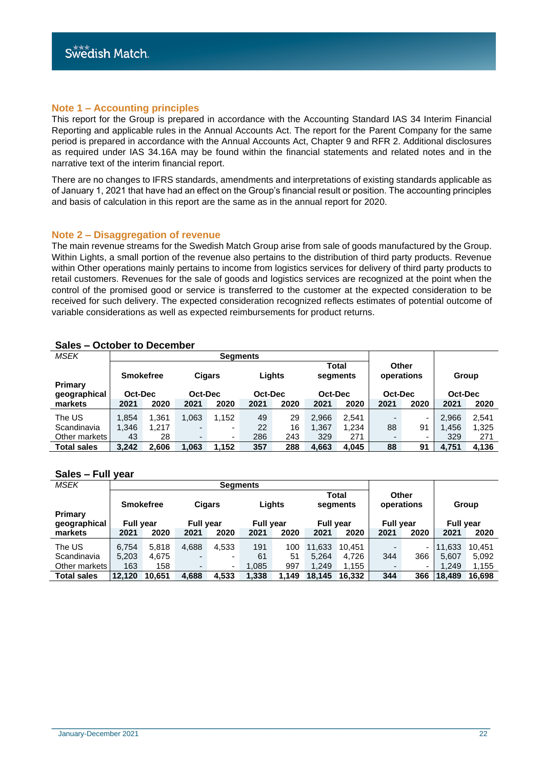## Note 1 – Accounting principles

This report for the Group is prepared in accordance with the Accounting Standard IAS 34 Interim Financial Reporting and applicable rules in the Annual Accounts Act. The report for the Parent Company for the same period is prepared in accordance with the Annual Accounts Act, Chapter 9 and RFR 2. Additional disclosures as required under IAS 34.16A may be found within the financial statements and related notes and in the narrative text of the interim financial report.

There are no changes to IFRS standards, amendments and interpretations of existing standards applicable as of January 1, 2021 that have had an effect on the Group's financial result or position. The accounting principles and basis of calculation in this report are the same as in the annual report for 2020.

## Note 2 – Disaggregation of revenue

The main revenue streams for the Swedish Match Group arise from sale of goods manufactured by the Group. Within Lights, a small portion of the revenue also pertains to the distribution of third party products. Revenue within Other operations mainly pertains to income from logistics services for delivery of third party products to retail customers. Revenues for the sale of goods and logistics services are recognized at the point when the control of the promised good or service is transferred to the customer at the expected consideration to be received for such delivery. The expected consideration recognized reflects estimates of potential outcome of variable considerations as well as expected reimbursements for product returns.

### Sales – October to December

| *MSEK* | Segments | | | | | | | | | | | |
|---|---|---|---|---|---|---|---|---|---|---|---|---|
| | Smokefree | | Cigars | | Lights | | Total segments | | Other operations | | Group | |
| **Primary geographical markets** | Oct-Dec | | Oct-Dec | | Oct-Dec | | Oct-Dec | | Oct-Dec | | Oct-Dec | |
| | **2021** | **2020** | **2021** | **2020** | **2021** | **2020** | **2021** | **2020** | **2021** | **2020** | **2021** | **2020** |
| The US | 1,854 | 1,361 | 1,063 | 1,152 | 49 | 29 | 2,966 | 2,541 | - | - | 2,966 | 2,541 |
| Scandinavia | 1,346 | 1,217 | - | - | 22 | 16 | 1,367 | 1,234 | 88 | 91 | 1,456 | 1,325 |
| Other markets | 43 | 28 | - | - | 286 | 243 | 329 | 271 | - | - | 329 | 271 |
| **Total sales** | **3,242** | **2,606** | **1,063** | **1,152** | **357** | **288** | **4,663** | **4,045** | **88** | **91** | **4,751** | **4,136** |

### Sales – Full year

| *MSEK* | Segments | | | | | | | | | | | |
|---|---|---|---|---|---|---|---|---|---|---|---|---|
| | Smokefree | | Cigars | | Lights | | Total segments | | Other operations | | Group | |
| **Primary geographical markets** | Full year | | Full year | | Full year | | Full year | | Full year | | Full year | |
| | **2021** | **2020** | **2021** | **2020** | **2021** | **2020** | **2021** | **2020** | **2021** | **2020** | **2021** | **2020** |
| The US | 6,754 | 5,818 | 4,688 | 4,533 | 191 | 100 | 11,633 | 10,451 | - | - | 11,633 | 10,451 |
| Scandinavia | 5,203 | 4,675 | - | - | 61 | 51 | 5,264 | 4,726 | 344 | 366 | 5,607 | 5,092 |
| Other markets | 163 | 158 | - | - | 1,085 | 997 | 1,249 | 1,155 | - | - | 1,249 | 1,155 |
| **Total sales** | **12,120** | **10,651** | **4,688** | **4,533** | **1,338** | **1,149** | **18,145** | **16,332** | **344** | **366** | **18,489** | **16,698** |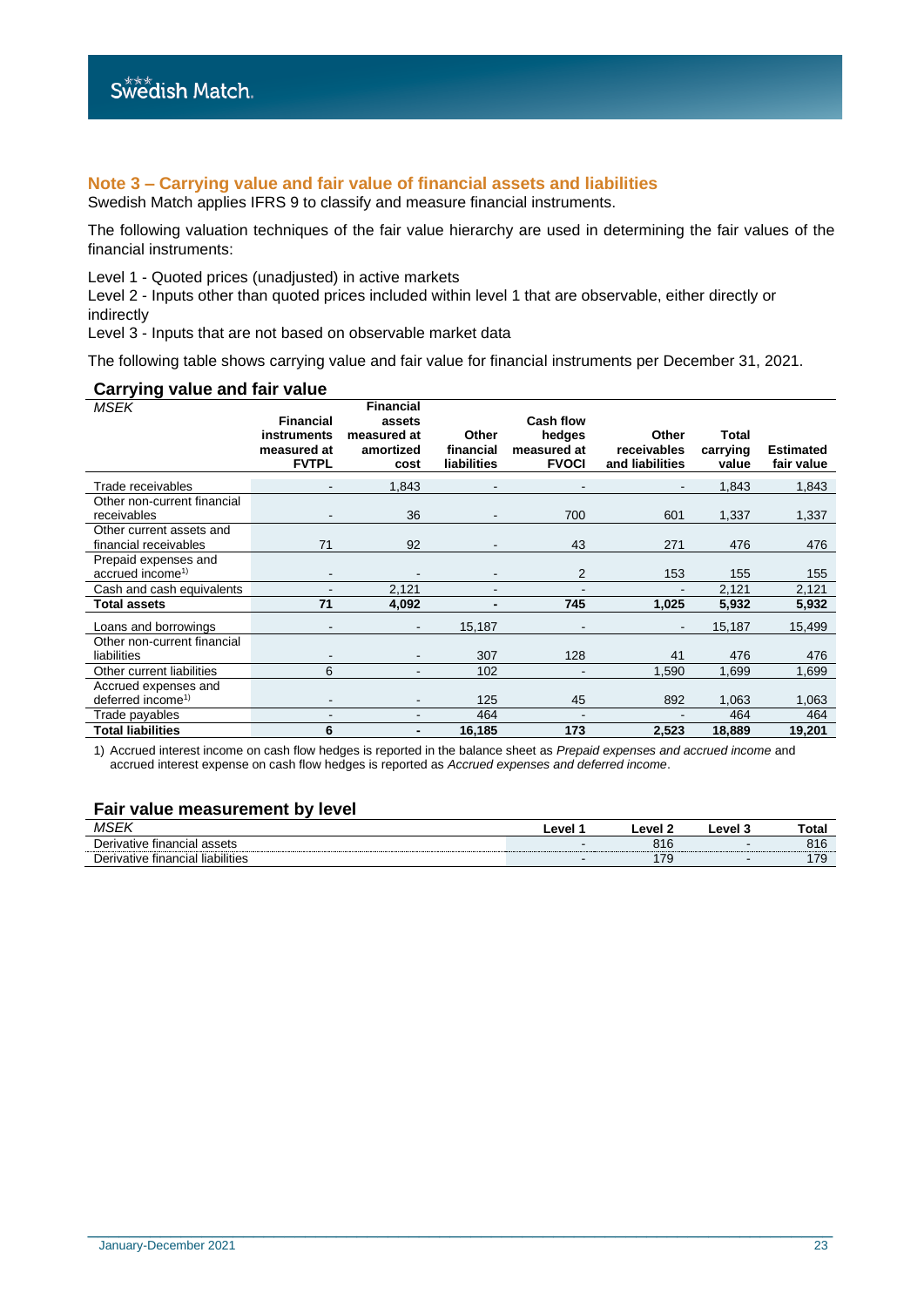## Note 3 – Carrying value and fair value of financial assets and liabilities

Swedish Match applies IFRS 9 to classify and measure financial instruments.

The following valuation techniques of the fair value hierarchy are used in determining the fair values of the financial instruments:

Level 1 - Quoted prices (unadjusted) in active markets
Level 2 - Inputs other than quoted prices included within level 1 that are observable, either directly or indirectly
Level 3 - Inputs that are not based on observable market data

The following table shows carrying value and fair value for financial instruments per December 31, 2021.

### Carrying value and fair value

| *MSEK* | Financial instruments measured at FVTPL | Financial assets measured at amortized cost | Other financial liabilities | Cash flow hedges measured at FVOCI | Other receivables and liabilities | Total carrying value | Estimated fair value |
|---|---|---|---|---|---|---|---|
| Trade receivables | - | 1,843 | - | - | - | 1,843 | 1,843 |
| Other non-current financial receivables | - | 36 | - | 700 | 601 | 1,337 | 1,337 |
| Other current assets and financial receivables | 71 | 92 | - | 43 | 271 | 476 | 476 |
| Prepaid expenses and accrued income[1)] | - | - | - | 2 | 153 | 155 | 155 |
| Cash and cash equivalents | - | 2,121 | - | - | - | 2,121 | 2,121 |
| **Total assets** | **71** | **4,092** | **-** | **745** | **1,025** | **5,932** | **5,932** |
| Loans and borrowings | - | - | 15,187 | - | - | 15,187 | 15,499 |
| Other non-current financial liabilities | - | - | 307 | 128 | 41 | 476 | 476 |
| Other current liabilities | 6 | - | 102 | - | 1,590 | 1,699 | 1,699 |
| Accrued expenses and deferred income[1)] | - | - | 125 | 45 | 892 | 1,063 | 1,063 |
| Trade payables | - | - | 464 | - | - | 464 | 464 |
| **Total liabilities** | **6** | **-** | **16,185** | **173** | **2,523** | **18,889** | **19,201** |

1) Accrued interest income on cash flow hedges is reported in the balance sheet as *Prepaid expenses and accrued income* and accrued interest expense on cash flow hedges is reported as *Accrued expenses and deferred income*.

### Fair value measurement by level

| *MSEK* | Level 1 | Level 2 | Level 3 | Total |
|---|---|---|---|---|
| Derivative financial assets | - | 816 | - | 816 |
| Derivative financial liabilities | - | 179 | - | 179 |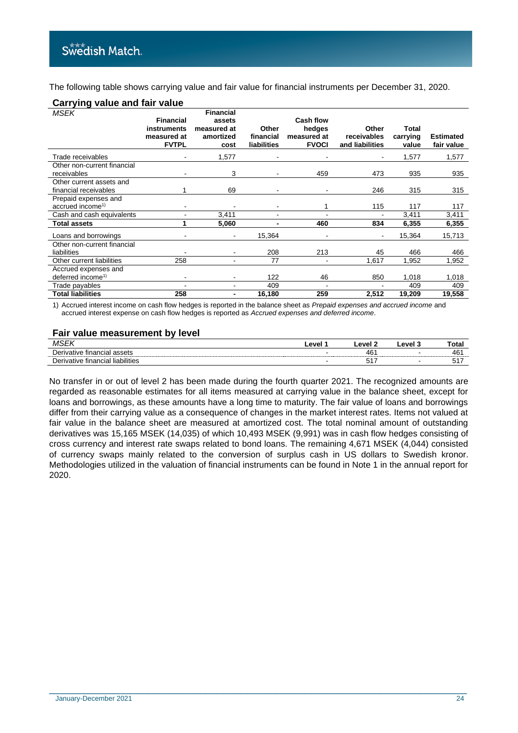The following table shows carrying value and fair value for financial instruments per December 31, 2020.

## Carrying value and fair value

| *MSEK* | Financial instruments measured at FVTPL | Financial assets measured at amortized cost | Other financial liabilities | Cash flow hedges measured at FVOCI | Other receivables and liabilities | Total carrying value | Estimated fair value |
|---|---|---|---|---|---|---|---|
| Trade receivables | - | 1,577 | - | - | - | 1,577 | 1,577 |
| Other non-current financial receivables | - | 3 | - | 459 | 473 | 935 | 935 |
| Other current assets and financial receivables | 1 | 69 | - | - | 246 | 315 | 315 |
| Prepaid expenses and accrued income[1)] | - | - | - | 1 | 115 | 117 | 117 |
| Cash and cash equivalents | - | 3,411 | - | - | - | 3,411 | 3,411 |
| **Total assets** | **1** | **5,060** | **-** | **460** | **834** | **6,355** | **6,355** |
| Loans and borrowings | - | - | 15,364 | - | - | 15,364 | 15,713 |
| Other non-current financial liabilities | - | - | 208 | 213 | 45 | 466 | 466 |
| Other current liabilities | 258 | - | 77 | - | 1,617 | 1,952 | 1,952 |
| Accrued expenses and deferred income[1)] | - | - | 122 | 46 | 850 | 1,018 | 1,018 |
| Trade payables | - | - | 409 | - | - | 409 | 409 |
| **Total liabilities** | **258** | **-** | **16,180** | **259** | **2,512** | **19,209** | **19,558** |

1) Accrued interest income on cash flow hedges is reported in the balance sheet as *Prepaid expenses and accrued income* and accrued interest expense on cash flow hedges is reported as *Accrued expenses and deferred income*.

## Fair value measurement by level

| *MSEK* | Level 1 | Level 2 | Level 3 | Total |
|---|---|---|---|---|
| Derivative financial assets | - | 461 | - | 461 |
| Derivative financial liabilities | - | 517 | - | 517 |

No transfer in or out of level 2 has been made during the fourth quarter 2021. The recognized amounts are regarded as reasonable estimates for all items measured at carrying value in the balance sheet, except for loans and borrowings, as these amounts have a long time to maturity. The fair value of loans and borrowings differ from their carrying value as a consequence of changes in the market interest rates. Items not valued at fair value in the balance sheet are measured at amortized cost. The total nominal amount of outstanding derivatives was 15,165 MSEK (14,035) of which 10,493 MSEK (9,991) was in cash flow hedges consisting of cross currency and interest rate swaps related to bond loans. The remaining 4,671 MSEK (4,044) consisted of currency swaps mainly related to the conversion of surplus cash in US dollars to Swedish kronor. Methodologies utilized in the valuation of financial instruments can be found in Note 1 in the annual report for 2020.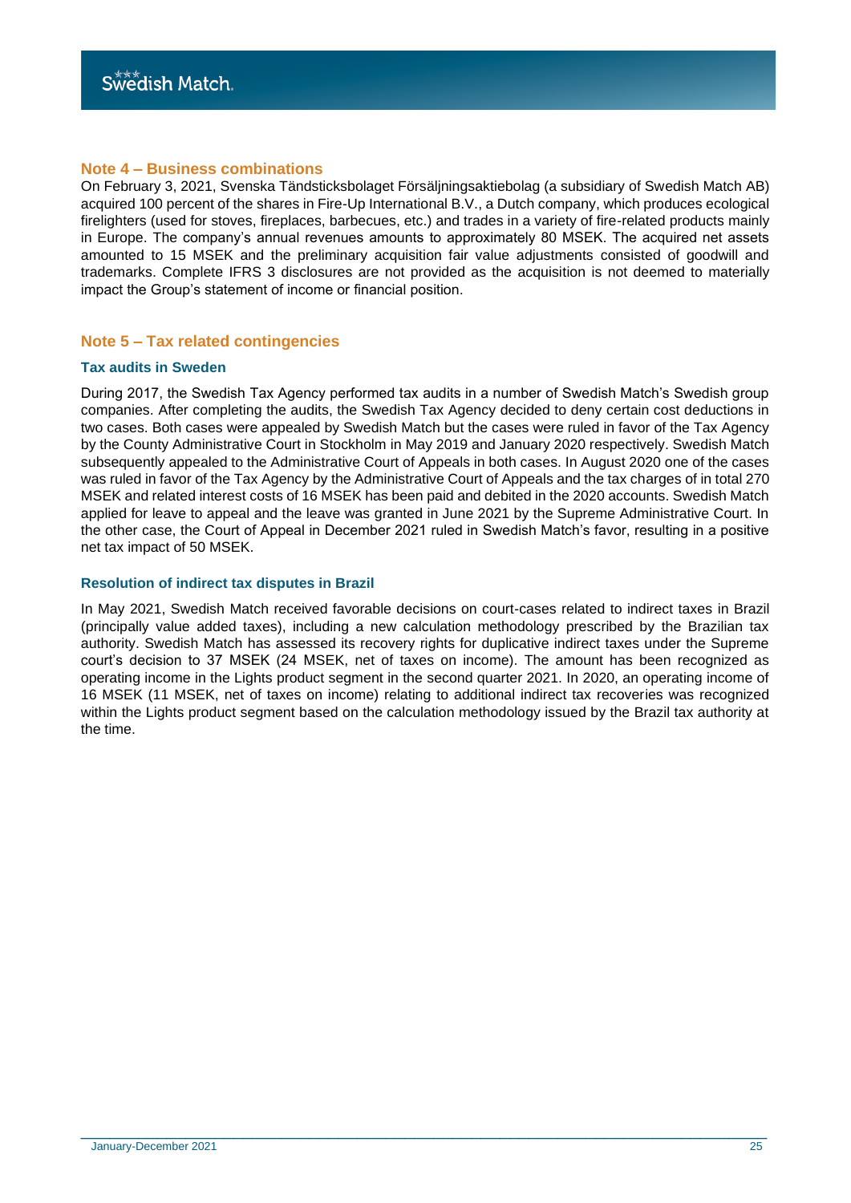## Note 4 – Business combinations

On February 3, 2021, Svenska Tändsticksbolaget Försäljningsaktiebolag (a subsidiary of Swedish Match AB) acquired 100 percent of the shares in Fire-Up International B.V., a Dutch company, which produces ecological firelighters (used for stoves, fireplaces, barbecues, etc.) and trades in a variety of fire-related products mainly in Europe. The company's annual revenues amounts to approximately 80 MSEK. The acquired net assets amounted to 15 MSEK and the preliminary acquisition fair value adjustments consisted of goodwill and trademarks. Complete IFRS 3 disclosures are not provided as the acquisition is not deemed to materially impact the Group's statement of income or financial position.

## Note 5 – Tax related contingencies

### Tax audits in Sweden

During 2017, the Swedish Tax Agency performed tax audits in a number of Swedish Match's Swedish group companies. After completing the audits, the Swedish Tax Agency decided to deny certain cost deductions in two cases. Both cases were appealed by Swedish Match but the cases were ruled in favor of the Tax Agency by the County Administrative Court in Stockholm in May 2019 and January 2020 respectively. Swedish Match subsequently appealed to the Administrative Court of Appeals in both cases. In August 2020 one of the cases was ruled in favor of the Tax Agency by the Administrative Court of Appeals and the tax charges of in total 270 MSEK and related interest costs of 16 MSEK has been paid and debited in the 2020 accounts. Swedish Match applied for leave to appeal and the leave was granted in June 2021 by the Supreme Administrative Court. In the other case, the Court of Appeal in December 2021 ruled in Swedish Match's favor, resulting in a positive net tax impact of 50 MSEK.

### Resolution of indirect tax disputes in Brazil

In May 2021, Swedish Match received favorable decisions on court-cases related to indirect taxes in Brazil (principally value added taxes), including a new calculation methodology prescribed by the Brazilian tax authority. Swedish Match has assessed its recovery rights for duplicative indirect taxes under the Supreme court's decision to 37 MSEK (24 MSEK, net of taxes on income). The amount has been recognized as operating income in the Lights product segment in the second quarter 2021. In 2020, an operating income of 16 MSEK (11 MSEK, net of taxes on income) relating to additional indirect tax recoveries was recognized within the Lights product segment based on the calculation methodology issued by the Brazil tax authority at the time.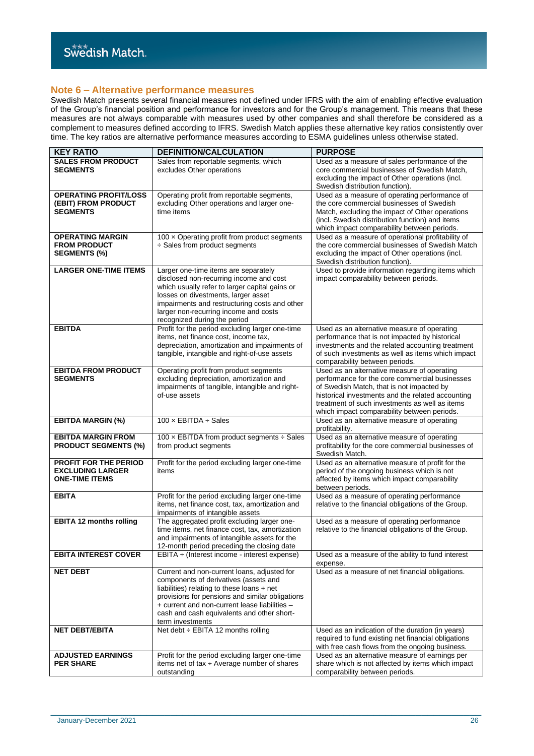## Note 6 – Alternative performance measures

Swedish Match presents several financial measures not defined under IFRS with the aim of enabling effective evaluation of the Group's financial position and performance for investors and for the Group's management. This means that these measures are not always comparable with measures used by other companies and shall therefore be considered as a complement to measures defined according to IFRS. Swedish Match applies these alternative key ratios consistently over time. The key ratios are alternative performance measures according to ESMA guidelines unless otherwise stated.

| KEY RATIO | DEFINITION/CALCULATION | PURPOSE |
|---|---|---|
| **SALES FROM PRODUCT SEGMENTS** | Sales from reportable segments, which excludes Other operations | Used as a measure of sales performance of the core commercial businesses of Swedish Match, excluding the impact of Other operations (incl. Swedish distribution function). |
| **OPERATING PROFIT/LOSS (EBIT) FROM PRODUCT SEGMENTS** | Operating profit from reportable segments, excluding Other operations and larger one-time items | Used as a measure of operating performance of the core commercial businesses of Swedish Match, excluding the impact of Other operations (incl. Swedish distribution function) and items which impact comparability between periods. |
| **OPERATING MARGIN FROM PRODUCT SEGMENTS (%)** | 100 × Operating profit from product segments ÷ Sales from product segments | Used as a measure of operational profitability of the core commercial businesses of Swedish Match excluding the impact of Other operations (incl. Swedish distribution function). |
| **LARGER ONE-TIME ITEMS** | Larger one-time items are separately disclosed non-recurring income and cost which usually refer to larger capital gains or losses on divestments, larger asset impairments and restructuring costs and other larger non-recurring income and costs recognized during the period | Used to provide information regarding items which impact comparability between periods. |
| **EBITDA** | Profit for the period excluding larger one-time items, net finance cost, income tax, depreciation, amortization and impairments of tangible, intangible and right-of-use assets | Used as an alternative measure of operating performance that is not impacted by historical investments and the related accounting treatment of such investments as well as items which impact comparability between periods. |
| **EBITDA FROM PRODUCT SEGMENTS** | Operating profit from product segments excluding depreciation, amortization and impairments of tangible, intangible and right-of-use assets | Used as an alternative measure of operating performance for the core commercial businesses of Swedish Match, that is not impacted by historical investments and the related accounting treatment of such investments as well as items which impact comparability between periods. |
| **EBITDA MARGIN (%)** | 100 × EBITDA ÷ Sales | Used as an alternative measure of operating profitability. |
| **EBITDA MARGIN FROM PRODUCT SEGMENTS (%)** | 100 × EBITDA from product segments ÷ Sales from product segments | Used as an alternative measure of operating profitability for the core commercial businesses of Swedish Match. |
| **PROFIT FOR THE PERIOD EXCLUDING LARGER ONE-TIME ITEMS** | Profit for the period excluding larger one-time items | Used as an alternative measure of profit for the period of the ongoing business which is not affected by items which impact comparability between periods. |
| **EBITA** | Profit for the period excluding larger one-time items, net finance cost, tax, amortization and impairments of intangible assets | Used as a measure of operating performance relative to the financial obligations of the Group. |
| **EBITA 12 months rolling** | The aggregated profit excluding larger one-time items, net finance cost, tax, amortization and impairments of intangible assets for the 12-month period preceding the closing date | Used as a measure of operating performance relative to the financial obligations of the Group. |
| **EBITA INTEREST COVER** | EBITA ÷ (Interest income - interest expense) | Used as a measure of the ability to fund interest expense. |
| **NET DEBT** | Current and non-current loans, adjusted for components of derivatives (assets and liabilities) relating to these loans + net provisions for pensions and similar obligations + current and non-current lease liabilities – cash and cash equivalents and other short-term investments | Used as a measure of net financial obligations. |
| **NET DEBT/EBITA** | Net debt ÷ EBITA 12 months rolling | Used as an indication of the duration (in years) required to fund existing net financial obligations with free cash flows from the ongoing business. |
| **ADJUSTED EARNINGS PER SHARE** | Profit for the period excluding larger one-time items net of tax ÷ Average number of shares outstanding | Used as an alternative measure of earnings per share which is not affected by items which impact comparability between periods. |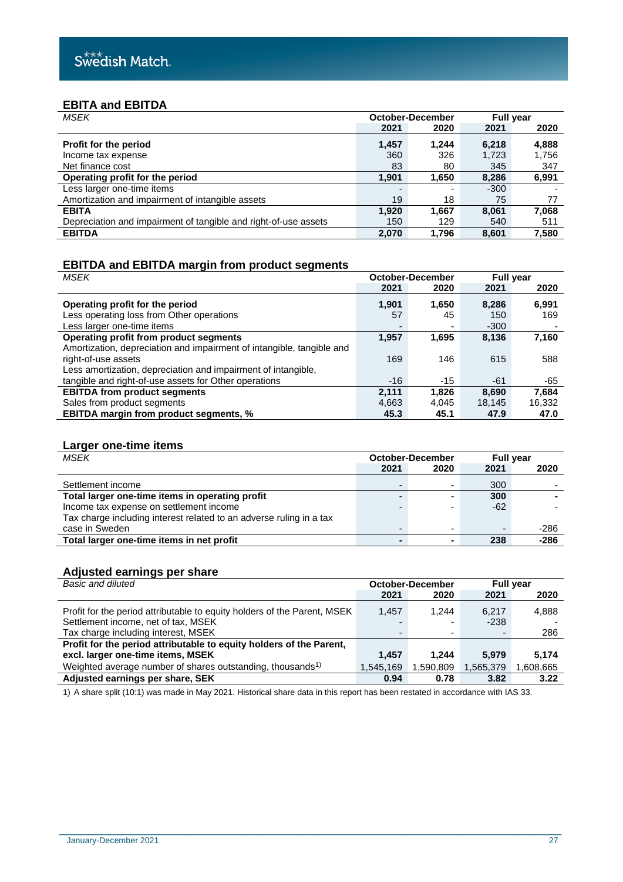## EBITA and EBITDA

| *MSEK* | October-December | | Full year | |
|---|---|---|---|---|
| | **2021** | **2020** | **2021** | **2020** |
| **Profit for the period** | **1,457** | **1,244** | **6,218** | **4,888** |
| Income tax expense | 360 | 326 | 1,723 | 1,756 |
| Net finance cost | 83 | 80 | 345 | 347 |
| **Operating profit for the period** | **1,901** | **1,650** | **8,286** | **6,991** |
| Less larger one-time items | - | - | -300 | - |
| Amortization and impairment of intangible assets | 19 | 18 | 75 | 77 |
| **EBITA** | **1,920** | **1,667** | **8,061** | **7,068** |
| Depreciation and impairment of tangible and right-of-use assets | 150 | 129 | 540 | 511 |
| **EBITDA** | **2,070** | **1,796** | **8,601** | **7,580** |

## EBITDA and EBITDA margin from product segments

| *MSEK* | October-December | | Full year | |
|---|---|---|---|---|
| | **2021** | **2020** | **2021** | **2020** |
| **Operating profit for the period** | **1,901** | **1,650** | **8,286** | **6,991** |
| Less operating loss from Other operations | 57 | 45 | 150 | 169 |
| Less larger one-time items | - | - | -300 | - |
| **Operating profit from product segments** | **1,957** | **1,695** | **8,136** | **7,160** |
| Amortization, depreciation and impairment of intangible, tangible and right-of-use assets | 169 | 146 | 615 | 588 |
| Less amortization, depreciation and impairment of intangible, tangible and right-of-use assets for Other operations | -16 | -15 | -61 | -65 |
| **EBITDA from product segments** | **2,111** | **1,826** | **8,690** | **7,684** |
| Sales from product segments | 4,663 | 4,045 | 18,145 | 16,332 |
| **EBITDA margin from product segments, %** | **45.3** | **45.1** | **47.9** | **47.0** |

## Larger one-time items

| *MSEK* | October-December | | Full year | |
|---|---|---|---|---|
| | **2021** | **2020** | **2021** | **2020** |
| Settlement income | - | - | 300 | - |
| **Total larger one-time items in operating profit** | **-** | **-** | **300** | **-** |
| Income tax expense on settlement income | - | - | -62 | - |
| Tax charge including interest related to an adverse ruling in a tax case in Sweden | - | - | - | -286 |
| **Total larger one-time items in net profit** | **-** | **-** | **238** | **-286** |

## Adjusted earnings per share

| *Basic and diluted* | October-December | | Full year | |
|---|---|---|---|---|
| | **2021** | **2020** | **2021** | **2020** |
| Profit for the period attributable to equity holders of the Parent, MSEK | 1,457 | 1,244 | 6,217 | 4,888 |
| Settlement income, net of tax, MSEK | - | - | -238 | - |
| Tax charge including interest, MSEK | - | - | - | 286 |
| **Profit for the period attributable to equity holders of the Parent, excl. larger one-time items, MSEK** | **1,457** | **1,244** | **5,979** | **5,174** |
| Weighted average number of shares outstanding, thousands[1)] | 1,545,169 | 1,590,809 | 1,565,379 | 1,608,665 |
| **Adjusted earnings per share, SEK** | **0.94** | **0.78** | **3.82** | **3.22** |

1) A share split (10:1) was made in May 2021. Historical share data in this report has been restated in accordance with IAS 33.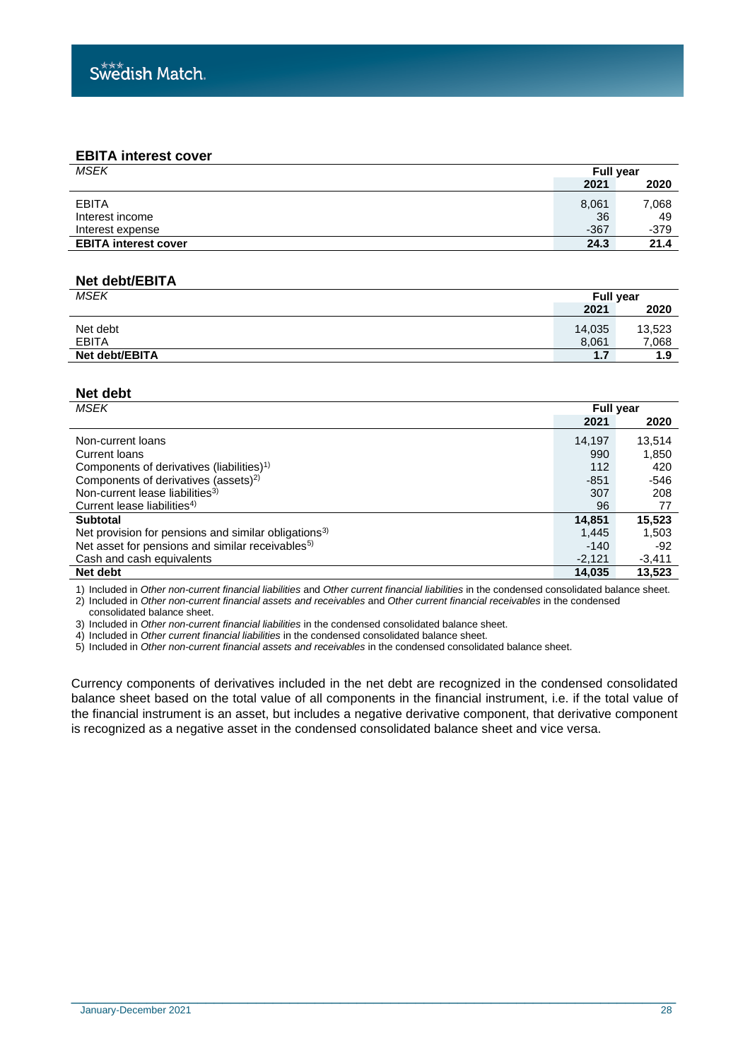## EBITA interest cover

| MSEK | Full year 2021 | Full year 2020 |
|---|---|---|
| EBITA | 8,061 | 7,068 |
| Interest income | 36 | 49 |
| Interest expense | -367 | -379 |
| **EBITA interest cover** | **24.3** | **21.4** |

## Net debt/EBITA

| MSEK | Full year 2021 | Full year 2020 |
|---|---|---|
| Net debt | 14,035 | 13,523 |
| EBITA | 8,061 | 7,068 |
| **Net debt/EBITA** | **1.7** | **1.9** |

## Net debt

| MSEK | Full year 2021 | Full year 2020 |
|---|---|---|
| Non-current loans | 14,197 | 13,514 |
| Current loans | 990 | 1,850 |
| Components of derivatives (liabilities)[1] | 112 | 420 |
| Components of derivatives (assets)[2] | -851 | -546 |
| Non-current lease liabilities[3] | 307 | 208 |
| Current lease liabilities[4] | 96 | 77 |
| **Subtotal** | **14,851** | **15,523** |
| Net provision for pensions and similar obligations[3] | 1,445 | 1,503 |
| Net asset for pensions and similar receivables[5] | -140 | -92 |
| Cash and cash equivalents | -2,121 | -3,411 |
| **Net debt** | **14,035** | **13,523** |

1) Included in *Other non-current financial liabilities* and *Other current financial liabilities* in the condensed consolidated balance sheet.
2) Included in *Other non-current financial assets and receivables* and *Other current financial receivables* in the condensed consolidated balance sheet.
3) Included in *Other non-current financial liabilities* in the condensed consolidated balance sheet.
4) Included in *Other current financial liabilities* in the condensed consolidated balance sheet.
5) Included in *Other non-current financial assets and receivables* in the condensed consolidated balance sheet.

Currency components of derivatives included in the net debt are recognized in the condensed consolidated balance sheet based on the total value of all components in the financial instrument, i.e. if the total value of the financial instrument is an asset, but includes a negative derivative component, that derivative component is recognized as a negative asset in the condensed consolidated balance sheet and vice versa.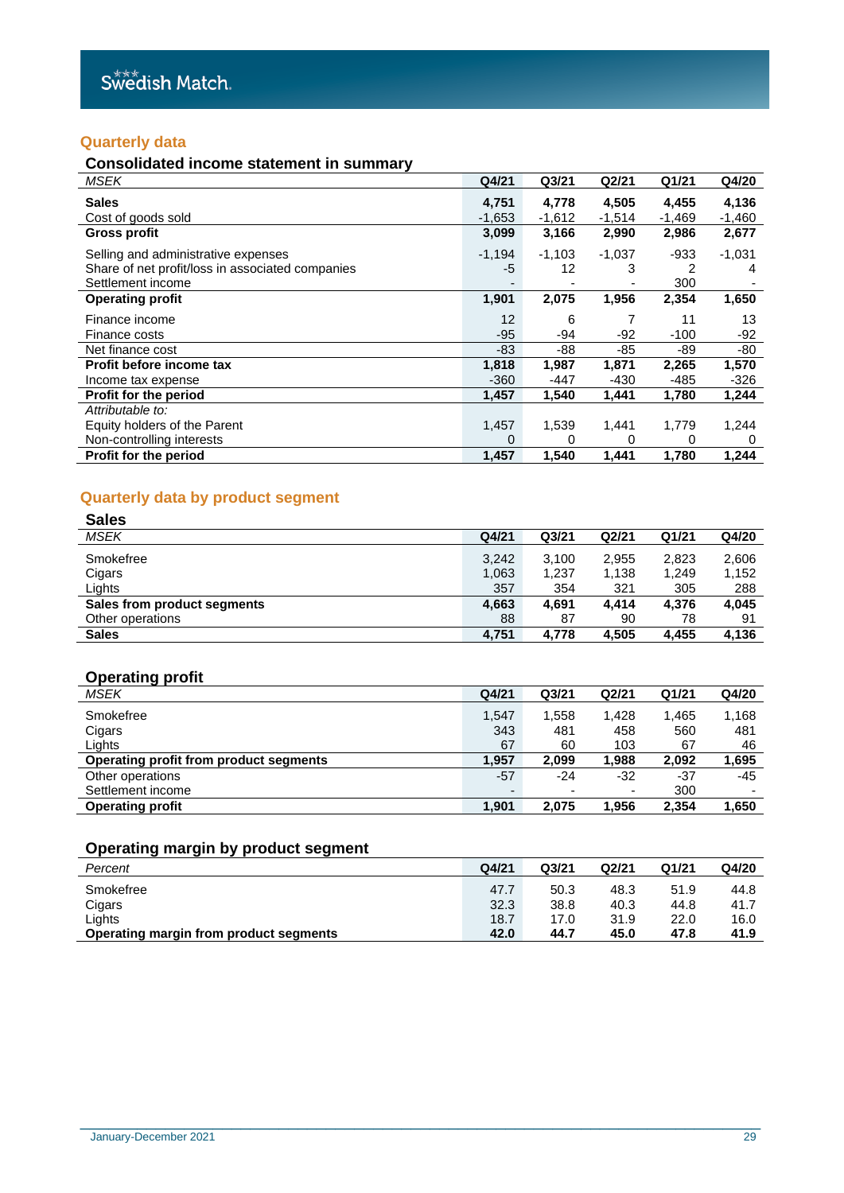## Quarterly data

### Consolidated income statement in summary

| *MSEK* | Q4/21 | Q3/21 | Q2/21 | Q1/21 | Q4/20 |
|---|---|---|---|---|---|
| **Sales** | **4,751** | **4,778** | **4,505** | **4,455** | **4,136** |
| Cost of goods sold | -1,653 | -1,612 | -1,514 | -1,469 | -1,460 |
| **Gross profit** | **3,099** | **3,166** | **2,990** | **2,986** | **2,677** |
| Selling and administrative expenses | -1,194 | -1,103 | -1,037 | -933 | -1,031 |
| Share of net profit/loss in associated companies | -5 | 12 | 3 | 2 | 4 |
| Settlement income | - | - | - | 300 | - |
| **Operating profit** | **1,901** | **2,075** | **1,956** | **2,354** | **1,650** |
| Finance income | 12 | 6 | 7 | 11 | 13 |
| Finance costs | -95 | -94 | -92 | -100 | -92 |
| Net finance cost | -83 | -88 | -85 | -89 | -80 |
| **Profit before income tax** | **1,818** | **1,987** | **1,871** | **2,265** | **1,570** |
| Income tax expense | -360 | -447 | -430 | -485 | -326 |
| **Profit for the period** | **1,457** | **1,540** | **1,441** | **1,780** | **1,244** |
| *Attributable to:* | | | | | |
| Equity holders of the Parent | 1,457 | 1,539 | 1,441 | 1,779 | 1,244 |
| Non-controlling interests | 0 | 0 | 0 | 0 | 0 |
| **Profit for the period** | **1,457** | **1,540** | **1,441** | **1,780** | **1,244** |

## Quarterly data by product segment

### Sales

| *MSEK* | Q4/21 | Q3/21 | Q2/21 | Q1/21 | Q4/20 |
|---|---|---|---|---|---|
| Smokefree | 3,242 | 3,100 | 2,955 | 2,823 | 2,606 |
| Cigars | 1,063 | 1,237 | 1,138 | 1,249 | 1,152 |
| Lights | 357 | 354 | 321 | 305 | 288 |
| **Sales from product segments** | **4,663** | **4,691** | **4,414** | **4,376** | **4,045** |
| Other operations | 88 | 87 | 90 | 78 | 91 |
| **Sales** | **4,751** | **4,778** | **4,505** | **4,455** | **4,136** |

### Operating profit

| *MSEK* | Q4/21 | Q3/21 | Q2/21 | Q1/21 | Q4/20 |
|---|---|---|---|---|---|
| Smokefree | 1,547 | 1,558 | 1,428 | 1,465 | 1,168 |
| Cigars | 343 | 481 | 458 | 560 | 481 |
| Lights | 67 | 60 | 103 | 67 | 46 |
| **Operating profit from product segments** | **1,957** | **2,099** | **1,988** | **2,092** | **1,695** |
| Other operations | -57 | -24 | -32 | -37 | -45 |
| Settlement income | - | - | - | 300 | - |
| **Operating profit** | **1,901** | **2,075** | **1,956** | **2,354** | **1,650** |

### Operating margin by product segment

| *Percent* | Q4/21 | Q3/21 | Q2/21 | Q1/21 | Q4/20 |
|---|---|---|---|---|---|
| Smokefree | 47.7 | 50.3 | 48.3 | 51.9 | 44.8 |
| Cigars | 32.3 | 38.8 | 40.3 | 44.8 | 41.7 |
| Lights | 18.7 | 17.0 | 31.9 | 22.0 | 16.0 |
| **Operating margin from product segments** | **42.0** | **44.7** | **45.0** | **47.8** | **41.9** |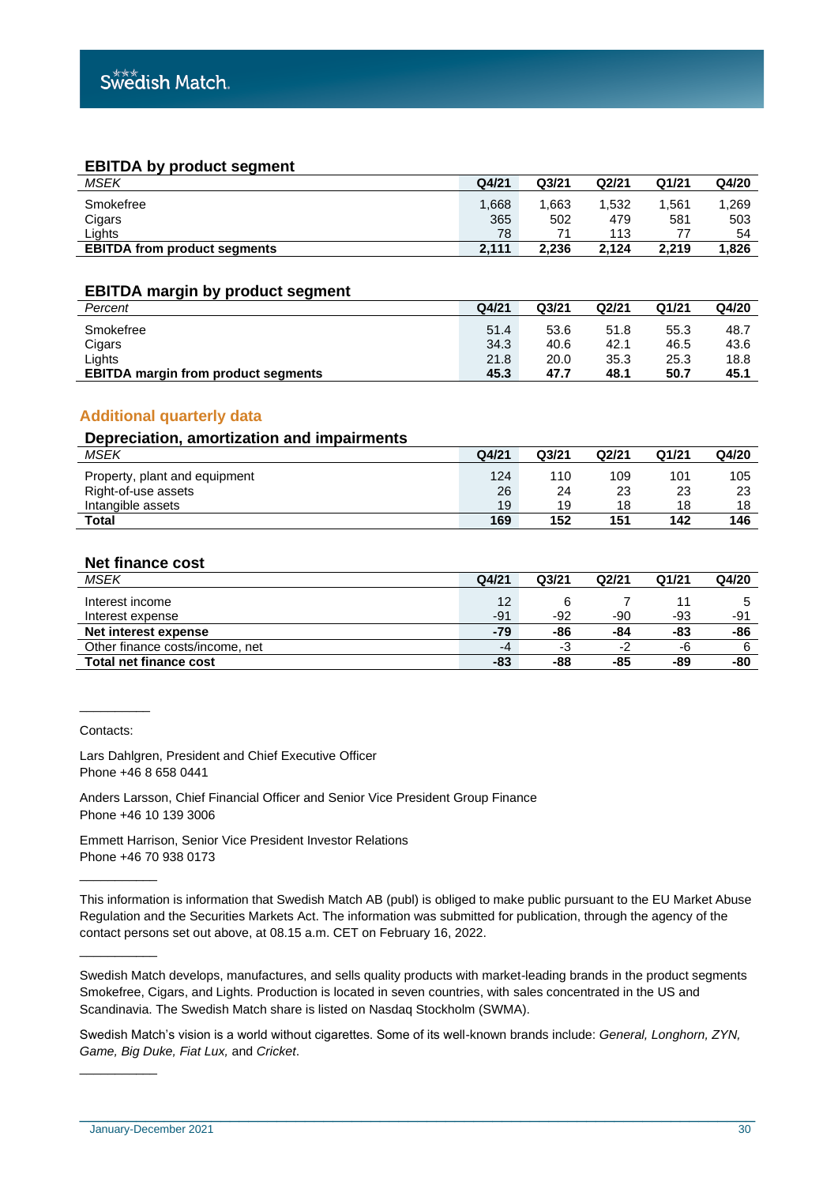### EBITDA by product segment

| *MSEK* | Q4/21 | Q3/21 | Q2/21 | Q1/21 | Q4/20 |
|---|---|---|---|---|---|
| Smokefree | 1,668 | 1,663 | 1,532 | 1,561 | 1,269 |
| Cigars | 365 | 502 | 479 | 581 | 503 |
| Lights | 78 | 71 | 113 | 77 | 54 |
| **EBITDA from product segments** | **2,111** | **2,236** | **2,124** | **2,219** | **1,826** |

### EBITDA margin by product segment

| *Percent* | Q4/21 | Q3/21 | Q2/21 | Q1/21 | Q4/20 |
|---|---|---|---|---|---|
| Smokefree | 51.4 | 53.6 | 51.8 | 55.3 | 48.7 |
| Cigars | 34.3 | 40.6 | 42.1 | 46.5 | 43.6 |
| Lights | 21.8 | 20.0 | 35.3 | 25.3 | 18.8 |
| **EBITDA margin from product segments** | **45.3** | **47.7** | **48.1** | **50.7** | **45.1** |

## Additional quarterly data

### Depreciation, amortization and impairments

| *MSEK* | Q4/21 | Q3/21 | Q2/21 | Q1/21 | Q4/20 |
|---|---|---|---|---|---|
| Property, plant and equipment | 124 | 110 | 109 | 101 | 105 |
| Right-of-use assets | 26 | 24 | 23 | 23 | 23 |
| Intangible assets | 19 | 19 | 18 | 18 | 18 |
| **Total** | **169** | **152** | **151** | **142** | **146** |

### Net finance cost

| *MSEK* | Q4/21 | Q3/21 | Q2/21 | Q1/21 | Q4/20 |
|---|---|---|---|---|---|
| Interest income | 12 | 6 | 7 | 11 | 5 |
| Interest expense | -91 | -92 | -90 | -93 | -91 |
| **Net interest expense** | **-79** | **-86** | **-84** | **-83** | **-86** |
| Other finance costs/income, net | -4 | -3 | -2 | -6 | 6 |
| **Total net finance cost** | **-83** | **-88** | **-85** | **-89** | **-80** |

---

Contacts:

Lars Dahlgren, President and Chief Executive Officer
Phone +46 8 658 0441

Anders Larsson, Chief Financial Officer and Senior Vice President Group Finance
Phone +46 10 139 3006

Emmett Harrison, Senior Vice President Investor Relations
Phone +46 70 938 0173

---

This information is information that Swedish Match AB (publ) is obliged to make public pursuant to the EU Market Abuse Regulation and the Securities Markets Act. The information was submitted for publication, through the agency of the contact persons set out above, at 08.15 a.m. CET on February 16, 2022.

---

Swedish Match develops, manufactures, and sells quality products with market-leading brands in the product segments Smokefree, Cigars, and Lights. Production is located in seven countries, with sales concentrated in the US and Scandinavia. The Swedish Match share is listed on Nasdaq Stockholm (SWMA).

Swedish Match's vision is a world without cigarettes. Some of its well-known brands include: *General, Longhorn, ZYN, Game, Big Duke, Fiat Lux,* and *Cricket*.

---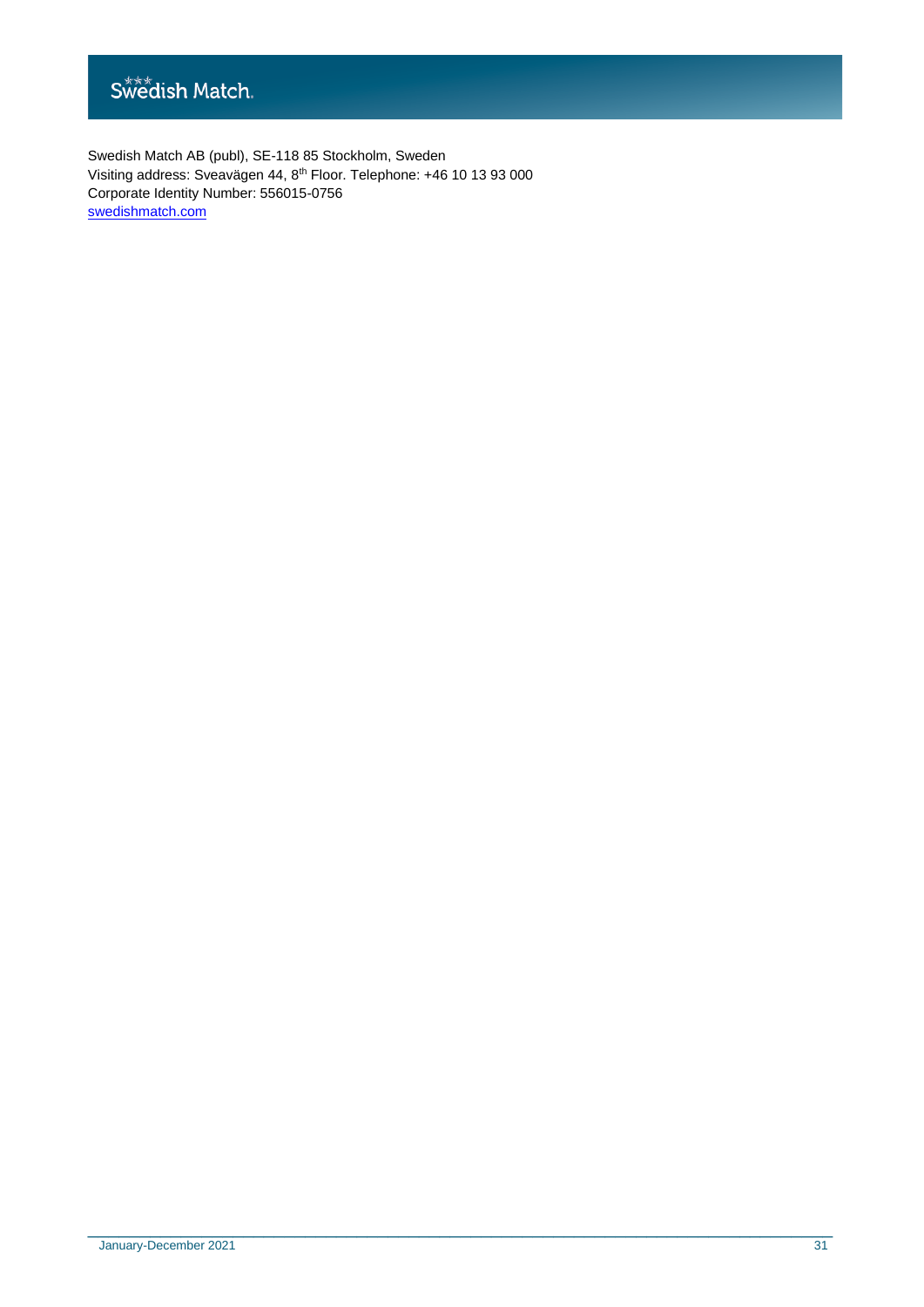Swedish Match AB (publ), SE-118 85 Stockholm, Sweden
Visiting address: Sveavägen 44, 8th Floor. Telephone: +46 10 13 93 000
Corporate Identity Number: 556015-0756
swedishmatch.com